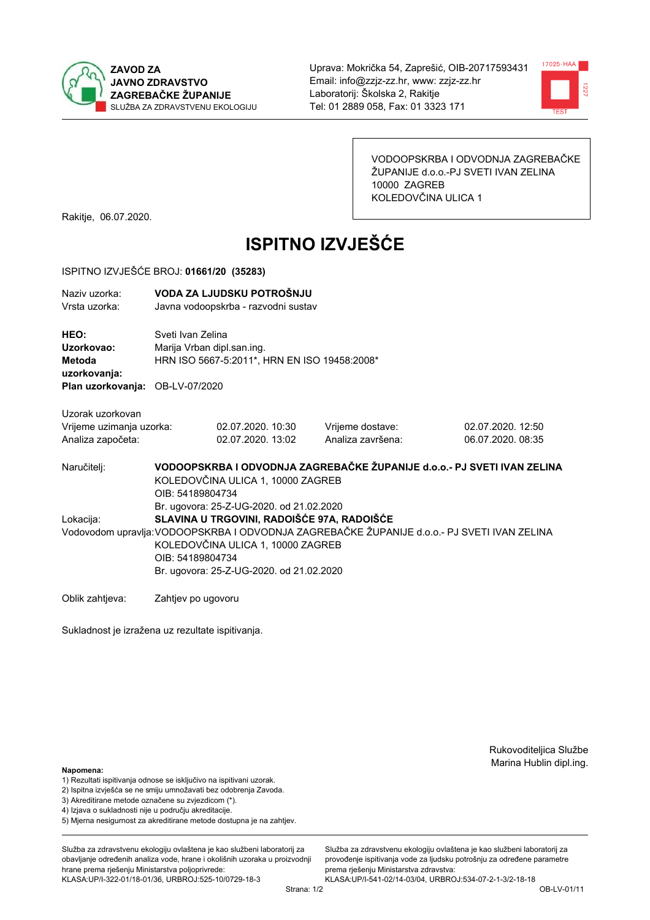**ZAVOD ZA JAVNO ZDRAVSTVO ZAGREBAČKE ŽUPANIJE**
SLUŽBA ZA ZDRAVSTVENU EKOLOGIJU

Uprava: Mokrička 54, Zaprešić, OIB-20717593431
Email: info@zzjz-zz.hr, www: zzjz-zz.hr
Laboratorij: Školska 2, Rakitje
Tel: 01 2889 058, Fax: 01 3323 171

VODOOPSKRBA I ODVODNJA ZAGREBAČKE ŽUPANIJE d.o.o.-PJ SVETI IVAN ZELINA
10000 ZAGREB
KOLEDOVČINA ULICA 1

Rakitje, 06.07.2020.

# ISPITNO IZVJEŠĆE

ISPITNO IZVJEŠĆE BROJ: **01661/20 (35283)**

Naziv uzorka: **VODA ZA LJUDSKU POTROŠNJU**
Vrsta uzorka: Javna vodoopskrba - razvodni sustav

**HEO:** Sveti Ivan Zelina
**Uzorkovao:** Marija Vrban dipl.san.ing.
**Metoda uzorkovanja:** HRN ISO 5667-5:2011*, HRN EN ISO 19458:2008*
**Plan uzorkovanja:** OB-LV-07/2020

Uzorak uzorkovan

| | | | |
|---|---|---|---|
| Vrijeme uzimanja uzorka: | 02.07.2020. 10:30 | Vrijeme dostave: | 02.07.2020. 12:50 |
| Analiza započeta: | 02.07.2020. 13:02 | Analiza završena: | 06.07.2020. 08:35 |

Naručitelj: **VODOOPSKRBA I ODVODNJA ZAGREBAČKE ŽUPANIJE d.o.o.- PJ SVETI IVAN ZELINA**
KOLEDOVČINA ULICA 1, 10000 ZAGREB
OIB: 54189804734
Br. ugovora: 25-Z-UG-2020. od 21.02.2020

Lokacija: **SLAVINA U TRGOVINI, RADOIŠĆE 97A, RADOIŠĆE**

Vodovodom upravlja: VODOOPSKRBA I ODVODNJA ZAGREBAČKE ŽUPANIJE d.o.o.- PJ SVETI IVAN ZELINA
KOLEDOVČINA ULICA 1, 10000 ZAGREB
OIB: 54189804734
Br. ugovora: 25-Z-UG-2020. od 21.02.2020

Oblik zahtjeva: Zahtjev po ugovoru

Sukladnost je izražena uz rezultate ispitivanja.

Rukovoditeljica Službe
Marina Hublin dipl.ing.

**Napomena:**
1) Rezultati ispitivanja odnose se isključivo na ispitivani uzorak.
2) Ispitna izvješća se ne smiju umnožavati bez odobrenja Zavoda.
3) Akreditirane metode označene su zvjezdicom (*).
4) Izjava o sukladnosti nije u području akreditacije.
5) Mjerna nesigurnost za akreditirane metode dostupna je na zahtjev.

Služba za zdravstvenu ekologiju ovlaštena je kao službeni laboratorij za obavljanje određenih analiza vode, hrane i okolišnih uzoraka u proizvodnji hrane prema rješenju Ministarstva poljoprivrede: KLASA:UP/I-322-01/18-01/36, URBROJ:525-10/0729-18-3

Služba za zdravstvenu ekologiju ovlaštena je kao službeni laboratorij za provođenje ispitivanja vode za ljudsku potrošnju za određene parametre prema rješenju Ministarstva zdravstva: KLASA:UP/I-541-02/14-03/04, URBROJ:534-07-2-1-3/2-18-18

OB-LV-01/11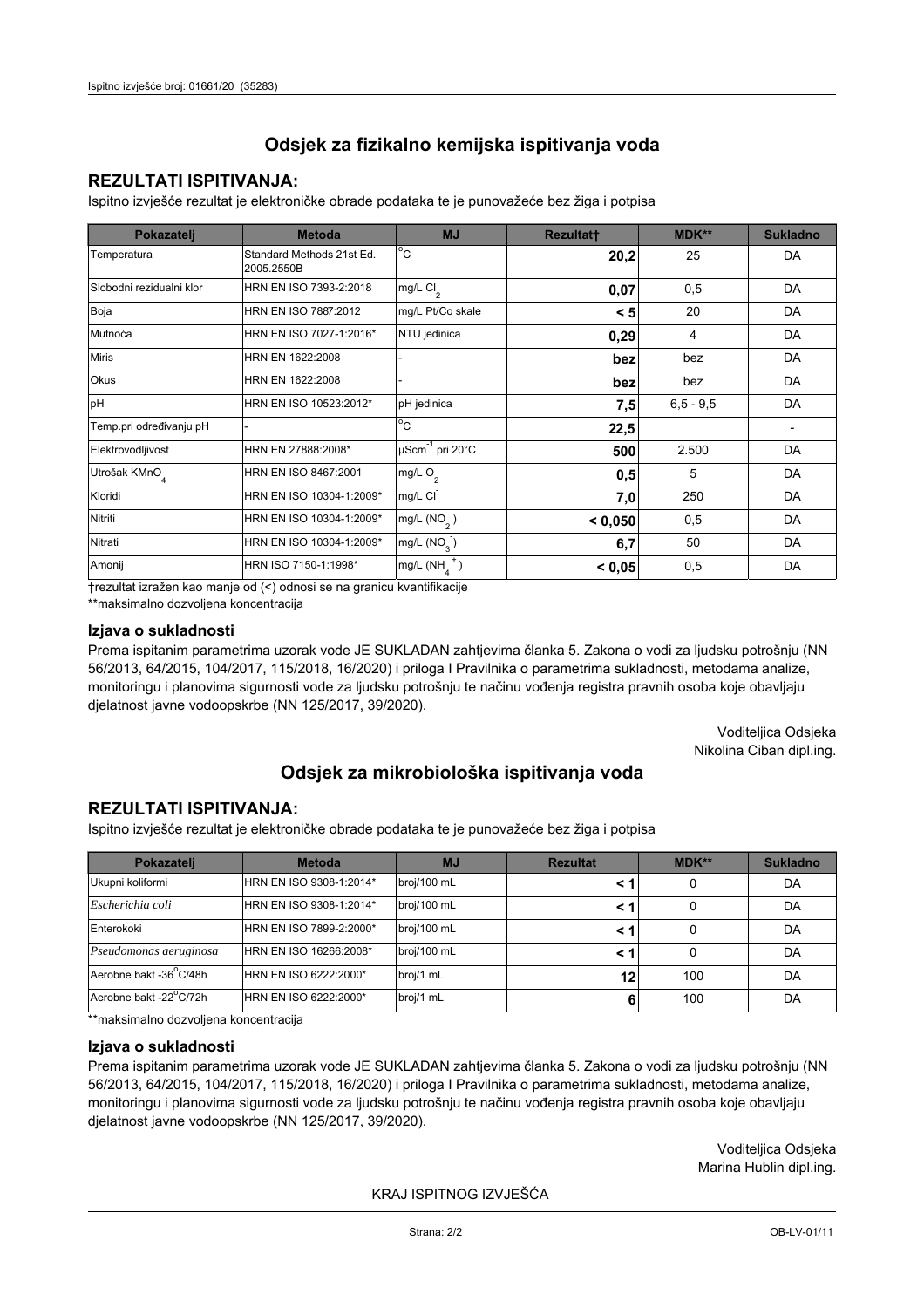## Odsjek za fizikalno kemijska ispitivanja voda

### REZULTATI ISPITIVANJA:

Ispitno izvješće rezultat je elektroničke obrade podataka te je punovažeće bez žiga i potpisa

| Pokazatelj | Metoda | MJ | Rezultat† | MDK** | Sukladno |
|---|---|---|---|---|---|
| Temperatura | Standard Methods 21st Ed. 2005.2550B | °C | **20,2** | 25 | DA |
| Slobodni rezidualni klor | HRN EN ISO 7393-2:2018 | mg/L $Cl_2$ | **0,07** | 0,5 | DA |
| Boja | HRN EN ISO 7887:2012 | mg/L Pt/Co skale | **< 5** | 20 | DA |
| Mutnoća | HRN EN ISO 7027-1:2016* | NTU jedinica | **0,29** | 4 | DA |
| Miris | HRN EN 1622:2008 | - | **bez** | bez | DA |
| Okus | HRN EN 1622:2008 | - | **bez** | bez | DA |
| pH | HRN EN ISO 10523:2012* | pH jedinica | **7,5** | 6,5 - 9,5 | DA |
| Temp.pri određivanju pH | - | °C | **22,5** | | - |
| Elektrovodljivost | HRN EN 27888:2008* | $\mu Scm^{-1}$ pri 20°C | **500** | 2.500 | DA |
| Utrošak $KMnO_4$ | HRN EN ISO 8467:2001 | mg/L $O_2$ | **0,5** | 5 | DA |
| Kloridi | HRN EN ISO 10304-1:2009* | mg/L $Cl^-$ | **7,0** | 250 | DA |
| Nitriti | HRN EN ISO 10304-1:2009* | mg/L ($NO_2^-$) | **< 0,050** | 0,5 | DA |
| Nitrati | HRN EN ISO 10304-1:2009* | mg/L ($NO_3^-$) | **6,7** | 50 | DA |
| Amonij | HRN ISO 7150-1:1998* | mg/L ($NH_4^+$) | **< 0,05** | 0,5 | DA |

†rezultat izražen kao manje od (<) odnosi se na granicu kvantifikacije

**maksimalno dozvoljena koncentracija

### Izjava o sukladnosti

Prema ispitanim parametrima uzorak vode JE SUKLADAN zahtjevima članka 5. Zakona o vodi za ljudsku potrošnju (NN 56/2013, 64/2015, 104/2017, 115/2018, 16/2020) i priloga I Pravilnika o parametrima sukladnosti, metodama analize, monitoringu i planovima sigurnosti vode za ljudsku potrošnju te načinu vođenja registra pravnih osoba koje obavljaju djelatnost javne vodoopskrbe (NN 125/2017, 39/2020).

Voditeljica Odsjeka
Nikolina Ciban dipl.ing.

## Odsjek za mikrobiološka ispitivanja voda

### REZULTATI ISPITIVANJA:

Ispitno izvješće rezultat je elektroničke obrade podataka te je punovažeće bez žiga i potpisa

| Pokazatelj | Metoda | MJ | Rezultat | MDK** | Sukladno |
|---|---|---|---|---|---|
| Ukupni koliformi | HRN EN ISO 9308-1:2014* | broj/100 mL | **< 1** | 0 | DA |
| *Escherichia coli* | HRN EN ISO 9308-1:2014* | broj/100 mL | **< 1** | 0 | DA |
| Enterokoki | HRN EN ISO 7899-2:2000* | broj/100 mL | **< 1** | 0 | DA |
| *Pseudomonas aeruginosa* | HRN EN ISO 16266:2008* | broj/100 mL | **< 1** | 0 | DA |
| Aerobne bakt -36°C/48h | HRN EN ISO 6222:2000* | broj/1 mL | **12** | 100 | DA |
| Aerobne bakt -22°C/72h | HRN EN ISO 6222:2000* | broj/1 mL | **6** | 100 | DA |

**maksimalno dozvoljena koncentracija

### Izjava o sukladnosti

Prema ispitanim parametrima uzorak vode JE SUKLADAN zahtjevima članka 5. Zakona o vodi za ljudsku potrošnju (NN 56/2013, 64/2015, 104/2017, 115/2018, 16/2020) i priloga I Pravilnika o parametrima sukladnosti, metodama analize, monitoringu i planovima sigurnosti vode za ljudsku potrošnju te načinu vođenja registra pravnih osoba koje obavljaju djelatnost javne vodoopskrbe (NN 125/2017, 39/2020).

Voditeljica Odsjeka
Marina Hublin dipl.ing.

KRAJ ISPITNOG IZVJEŠĆA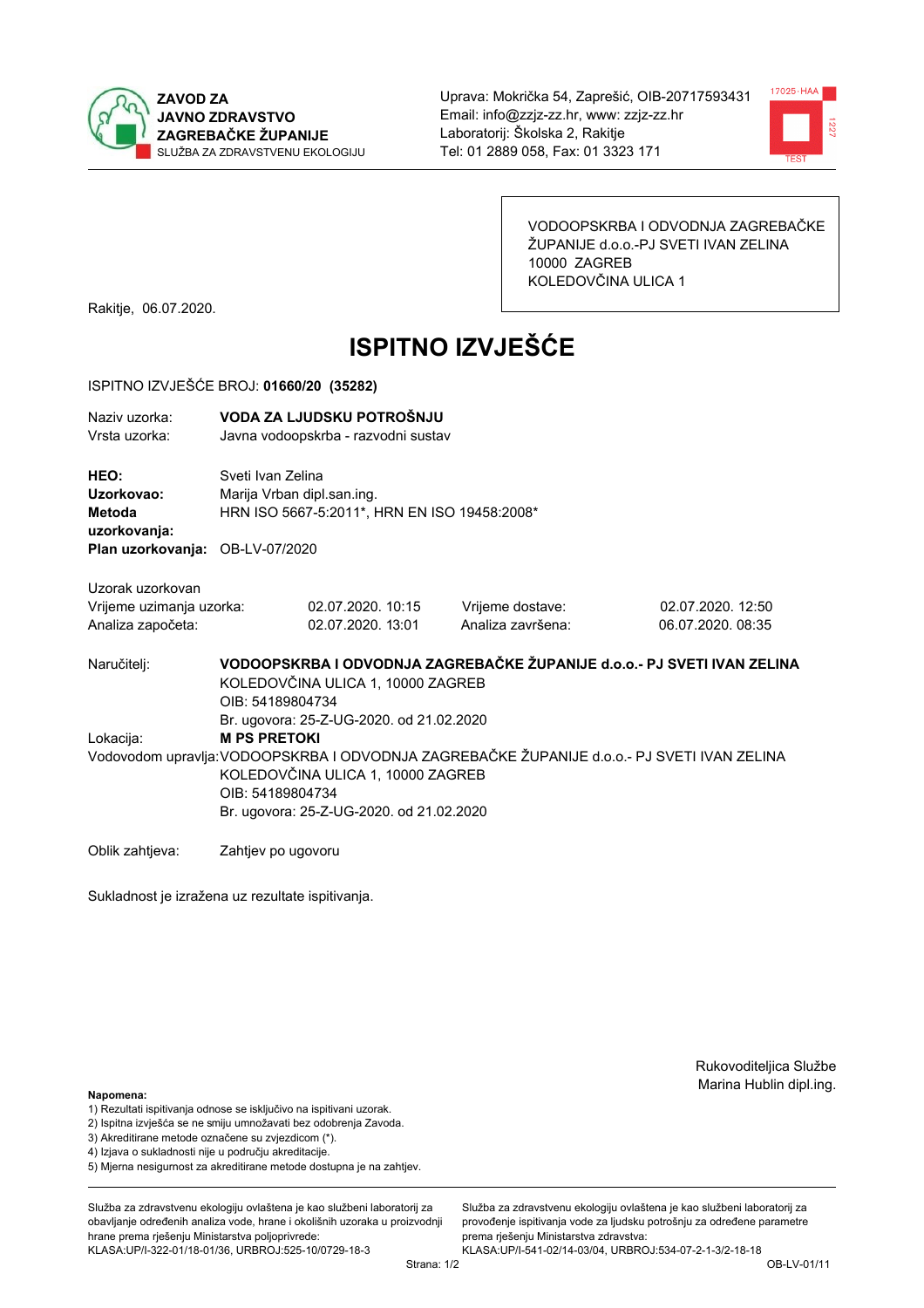**ZAVOD ZA JAVNO ZDRAVSTVO ZAGREBAČKE ŽUPANIJE**
SLUŽBA ZA ZDRAVSTVENU EKOLOGIJU

Uprava: Mokrička 54, Zaprešić, OIB-20717593431
Email: info@zzjz-zz.hr, www: zzjz-zz.hr
Laboratorij: Školska 2, Rakitje
Tel: 01 2889 058, Fax: 01 3323 171

VODOOPSKRBA I ODVODNJA ZAGREBAČKE ŽUPANIJE d.o.o.-PJ SVETI IVAN ZELINA
10000 ZAGREB
KOLEDOVČINA ULICA 1

Rakitje, 06.07.2020.

# ISPITNO IZVJEŠĆE

ISPITNO IZVJEŠĆE BROJ: **01660/20 (35282)**

Naziv uzorka: **VODA ZA LJUDSKU POTROŠNJU**
Vrsta uzorka: Javna vodoopskrba - razvodni sustav

**HEO:** Sveti Ivan Zelina
**Uzorkovao:** Marija Vrban dipl.san.ing.
**Metoda uzorkovanja:** HRN ISO 5667-5:2011*, HRN EN ISO 19458:2008*
**Plan uzorkovanja:** OB-LV-07/2020

Uzorak uzorkovan

| Vrijeme uzimanja uzorka: | 02.07.2020. 10:15 | Vrijeme dostave: | 02.07.2020. 12:50 |
|---|---|---|---|
| Analiza započeta: | 02.07.2020. 13:01 | Analiza završena: | 06.07.2020. 08:35 |

Naručitelj: **VODOOPSKRBA I ODVODNJA ZAGREBAČKE ŽUPANIJE d.o.o.- PJ SVETI IVAN ZELINA**
KOLEDOVČINA ULICA 1, 10000 ZAGREB
OIB: 54189804734
Br. ugovora: 25-Z-UG-2020. od 21.02.2020

Lokacija: **M PS PRETOKI**

Vodovodom upravlja: VODOOPSKRBA I ODVODNJA ZAGREBAČKE ŽUPANIJE d.o.o.- PJ SVETI IVAN ZELINA
KOLEDOVČINA ULICA 1, 10000 ZAGREB
OIB: 54189804734
Br. ugovora: 25-Z-UG-2020. od 21.02.2020

Oblik zahtjeva: Zahtjev po ugovoru

Sukladnost je izražena uz rezultate ispitivanja.

Rukovoditeljica Službe
Marina Hublin dipl.ing.

**Napomena:**
1) Rezultati ispitivanja odnose se isključivo na ispitivani uzorak.
2) Ispitna izvješća se ne smiju umnožavati bez odobrenja Zavoda.
3) Akreditirane metode označene su zvjezdicom (*).
4) Izjava o sukladnosti nije u području akreditacije.
5) Mjerna nesigurnost za akreditirane metode dostupna je na zahtjev.

Služba za zdravstvenu ekologiju ovlaštena je kao službeni laboratorij za obavljanje određenih analiza vode, hrane i okolišnih uzoraka u proizvodnji hrane prema rješenju Ministarstva poljoprivrede: KLASA:UP/I-322-01/18-01/36, URBROJ:525-10/0729-18-3

Služba za zdravstvenu ekologiju ovlaštena je kao službeni laboratorij za provođenje ispitivanja vode za ljudsku potrošnju za određene parametre prema rješenju Ministarstva zdravstva: KLASA:UP/I-541-02/14-03/04, URBROJ:534-07-2-1-3/2-18-18

OB-LV-01/11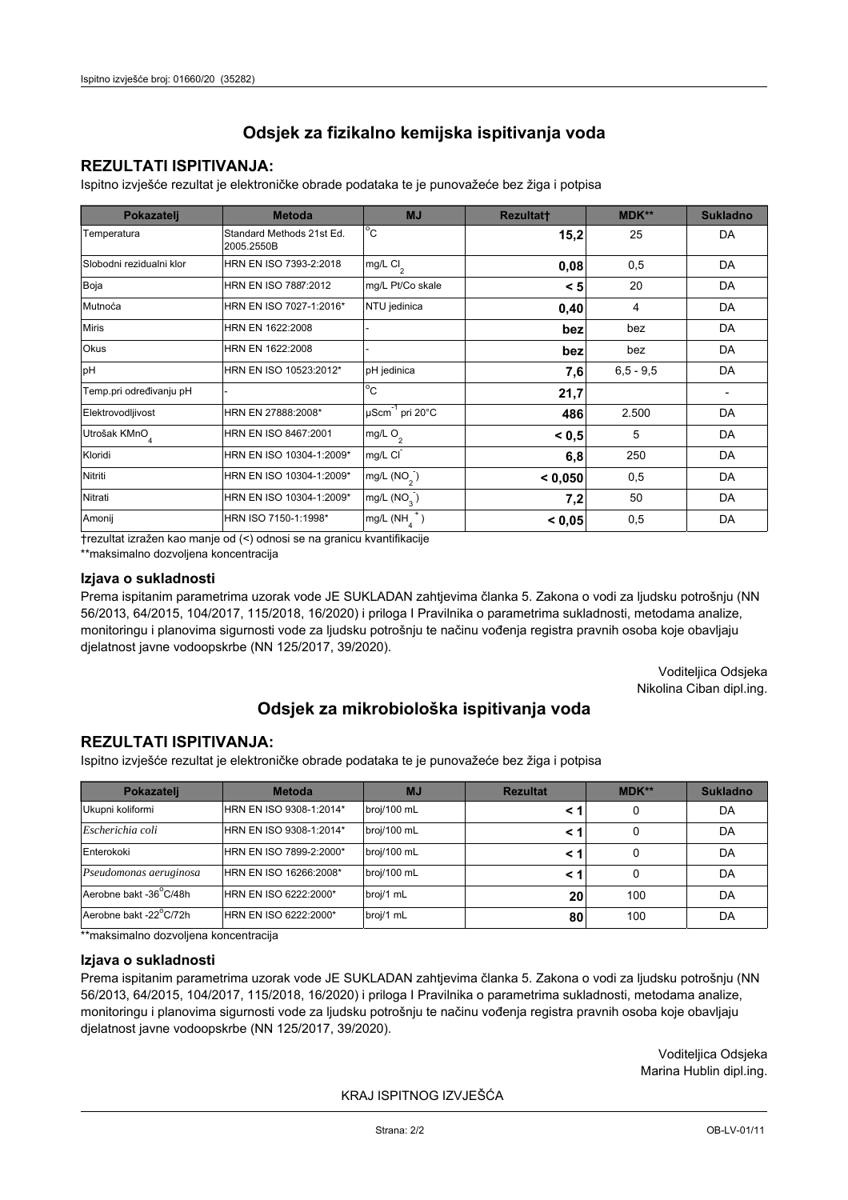## Odsjek za fizikalno kemijska ispitivanja voda

### REZULTATI ISPITIVANJA:

Ispitno izvješće rezultat je elektroničke obrade podataka te je punovažeće bez žiga i potpisa

| Pokazatelj | Metoda | MJ | Rezultat† | MDK** | Sukladno |
|---|---|---|---|---|---|
| Temperatura | Standard Methods 21st Ed. 2005.2550B | °C | **15,2** | 25 | DA |
| Slobodni rezidualni klor | HRN EN ISO 7393-2:2018 | mg/L $Cl_2$ | **0,08** | 0,5 | DA |
| Boja | HRN EN ISO 7887:2012 | mg/L Pt/Co skale | **< 5** | 20 | DA |
| Mutnoća | HRN EN ISO 7027-1:2016* | NTU jedinica | **0,40** | 4 | DA |
| Miris | HRN EN 1622:2008 | - | **bez** | bez | DA |
| Okus | HRN EN 1622:2008 | - | **bez** | bez | DA |
| pH | HRN EN ISO 10523:2012* | pH jedinica | **7,6** | 6,5 - 9,5 | DA |
| Temp.pri određivanju pH | - | °C | **21,7** | | - |
| Elektrovodljivost | HRN EN 27888:2008* | $\mu Scm^{-1}$ pri 20°C | **486** | 2.500 | DA |
| Utrošak $KMnO_4$ | HRN EN ISO 8467:2001 | mg/L $O_2$ | **< 0,5** | 5 | DA |
| Kloridi | HRN EN ISO 10304-1:2009* | mg/L $Cl^-$ | **6,8** | 250 | DA |
| Nitriti | HRN EN ISO 10304-1:2009* | mg/L ($NO_2^-$) | **< 0,050** | 0,5 | DA |
| Nitrati | HRN EN ISO 10304-1:2009* | mg/L ($NO_3^-$) | **7,2** | 50 | DA |
| Amonij | HRN ISO 7150-1:1998* | mg/L ($NH_4^+$) | **< 0,05** | 0,5 | DA |

†rezultat izražen kao manje od (<) odnosi se na granicu kvantifikacije

**maksimalno dozvoljena koncentracija

#### Izjava o sukladnosti

Prema ispitanim parametrima uzorak vode JE SUKLADAN zahtjevima članka 5. Zakona o vodi za ljudsku potrošnju (NN 56/2013, 64/2015, 104/2017, 115/2018, 16/2020) i priloga I Pravilnika o parametrima sukladnosti, metodama analize, monitoringu i planovima sigurnosti vode za ljudsku potrošnju te načinu vođenja registra pravnih osoba koje obavljaju djelatnost javne vodoopskrbe (NN 125/2017, 39/2020).

Voditeljica Odsjeka
Nikolina Ciban dipl.ing.

## Odsjek za mikrobiološka ispitivanja voda

### REZULTATI ISPITIVANJA:

Ispitno izvješće rezultat je elektroničke obrade podataka te je punovažeće bez žiga i potpisa

| Pokazatelj | Metoda | MJ | Rezultat | MDK** | Sukladno |
|---|---|---|---|---|---|
| Ukupni koliformi | HRN EN ISO 9308-1:2014* | broj/100 mL | **< 1** | 0 | DA |
| *Escherichia coli* | HRN EN ISO 9308-1:2014* | broj/100 mL | **< 1** | 0 | DA |
| Enterokoki | HRN EN ISO 7899-2:2000* | broj/100 mL | **< 1** | 0 | DA |
| *Pseudomonas aeruginosa* | HRN EN ISO 16266:2008* | broj/100 mL | **< 1** | 0 | DA |
| Aerobne bakt -36°C/48h | HRN EN ISO 6222:2000* | broj/1 mL | **20** | 100 | DA |
| Aerobne bakt -22°C/72h | HRN EN ISO 6222:2000* | broj/1 mL | **80** | 100 | DA |

**maksimalno dozvoljena koncentracija

#### Izjava o sukladnosti

Prema ispitanim parametrima uzorak vode JE SUKLADAN zahtjevima članka 5. Zakona o vodi za ljudsku potrošnju (NN 56/2013, 64/2015, 104/2017, 115/2018, 16/2020) i priloga I Pravilnika o parametrima sukladnosti, metodama analize, monitoringu i planovima sigurnosti vode za ljudsku potrošnju te načinu vođenja registra pravnih osoba koje obavljaju djelatnost javne vodoopskrbe (NN 125/2017, 39/2020).

Voditeljica Odsjeka
Marina Hublin dipl.ing.

KRAJ ISPITNOG IZVJEŠĆA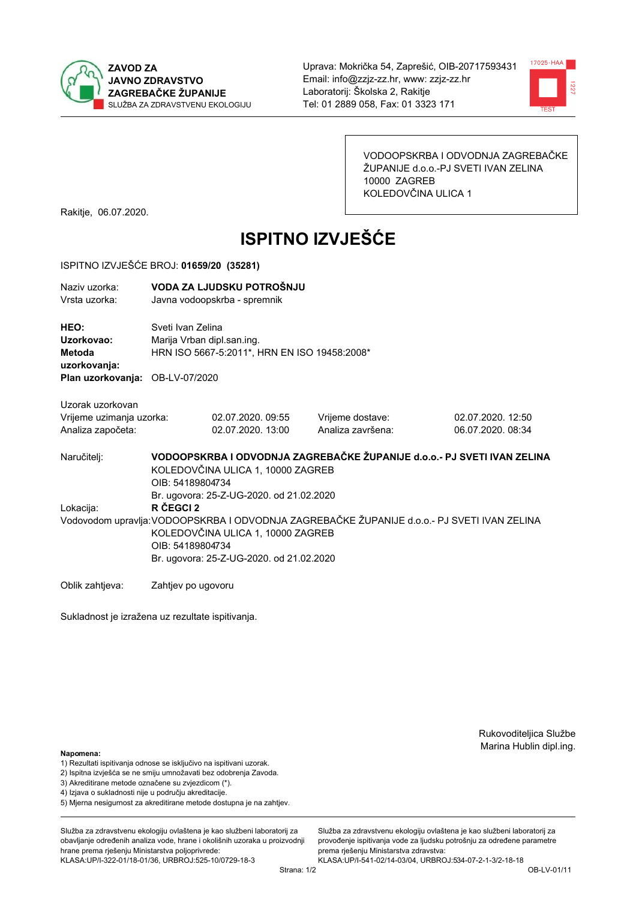**ZAVOD ZA JAVNO ZDRAVSTVO ZAGREBAČKE ŽUPANIJE**
SLUŽBA ZA ZDRAVSTVENU EKOLOGIJU

Uprava: Mokrička 54, Zaprešić, OIB-20717593431
Email: info@zzjz-zz.hr, www: zzjz-zz.hr
Laboratorij: Školska 2, Rakitje
Tel: 01 2889 058, Fax: 01 3323 171

VODOOPSKRBA I ODVODNJA ZAGREBAČKE ŽUPANIJE d.o.o.-PJ SVETI IVAN ZELINA
10000 ZAGREB
KOLEDOVČINA ULICA 1

Rakitje, 06.07.2020.

# ISPITNO IZVJEŠĆE

ISPITNO IZVJEŠĆE BROJ: **01659/20 (35281)**

| | |
|---|---|
| Naziv uzorka: | **VODA ZA LJUDSKU POTROŠNJU** |
| Vrsta uzorka: | Javna vodoopskrba - spremnik |

| | |
|---|---|
| **HEO:** | Sveti Ivan Zelina |
| **Uzorkovao:** | Marija Vrban dipl.san.ing. |
| **Metoda uzorkovanja:** | HRN ISO 5667-5:2011*, HRN EN ISO 19458:2008* |
| **Plan uzorkovanja:** | OB-LV-07/2020 |

Uzorak uzorkovan

| | | | |
|---|---|---|---|
| Vrijeme uzimanja uzorka: | 02.07.2020. 09:55 | Vrijeme dostave: | 02.07.2020. 12:50 |
| Analiza započeta: | 02.07.2020. 13:00 | Analiza završena: | 06.07.2020. 08:34 |

Naručitelj: **VODOOPSKRBA I ODVODNJA ZAGREBAČKE ŽUPANIJE d.o.o.- PJ SVETI IVAN ZELINA**
KOLEDOVČINA ULICA 1, 10000 ZAGREB
OIB: 54189804734
Br. ugovora: 25-Z-UG-2020. od 21.02.2020

Lokacija: **R ČEGCI 2**

Vodovodom upravlja: VODOOPSKRBA I ODVODNJA ZAGREBAČKE ŽUPANIJE d.o.o.- PJ SVETI IVAN ZELINA
KOLEDOVČINA ULICA 1, 10000 ZAGREB
OIB: 54189804734
Br. ugovora: 25-Z-UG-2020. od 21.02.2020

Oblik zahtjeva: Zahtjev po ugovoru

Sukladnost je izražena uz rezultate ispitivanja.

Rukovoditeljica Službe
Marina Hublin dipl.ing.

**Napomena:**
1) Rezultati ispitivanja odnose se isključivo na ispitivani uzorak.
2) Ispitna izvješća se ne smiju umnožavati bez odobrenja Zavoda.
3) Akreditirane metode označene su zvjezdicom (*).
4) Izjava o sukladnosti nije u području akreditacije.
5) Mjerna nesigurnost za akreditirane metode dostupna je na zahtjev.

Služba za zdravstvenu ekologiju ovlaštena je kao službeni laboratorij za obavljanje određenih analiza vode, hrane i okolišnih uzoraka u proizvodnji hrane prema rješenju Ministarstva poljoprivrede: KLASA:UP/I-322-01/18-01/36, URBROJ:525-10/0729-18-3

Služba za zdravstvenu ekologiju ovlaštena je kao službeni laboratorij za provođenje ispitivanja vode za ljudsku potrošnju za određene parametre prema rješenju Ministarstva zdravstva: KLASA:UP/I-541-02/14-03/04, URBROJ:534-07-2-1-3/2-18-18

OB-LV-01/11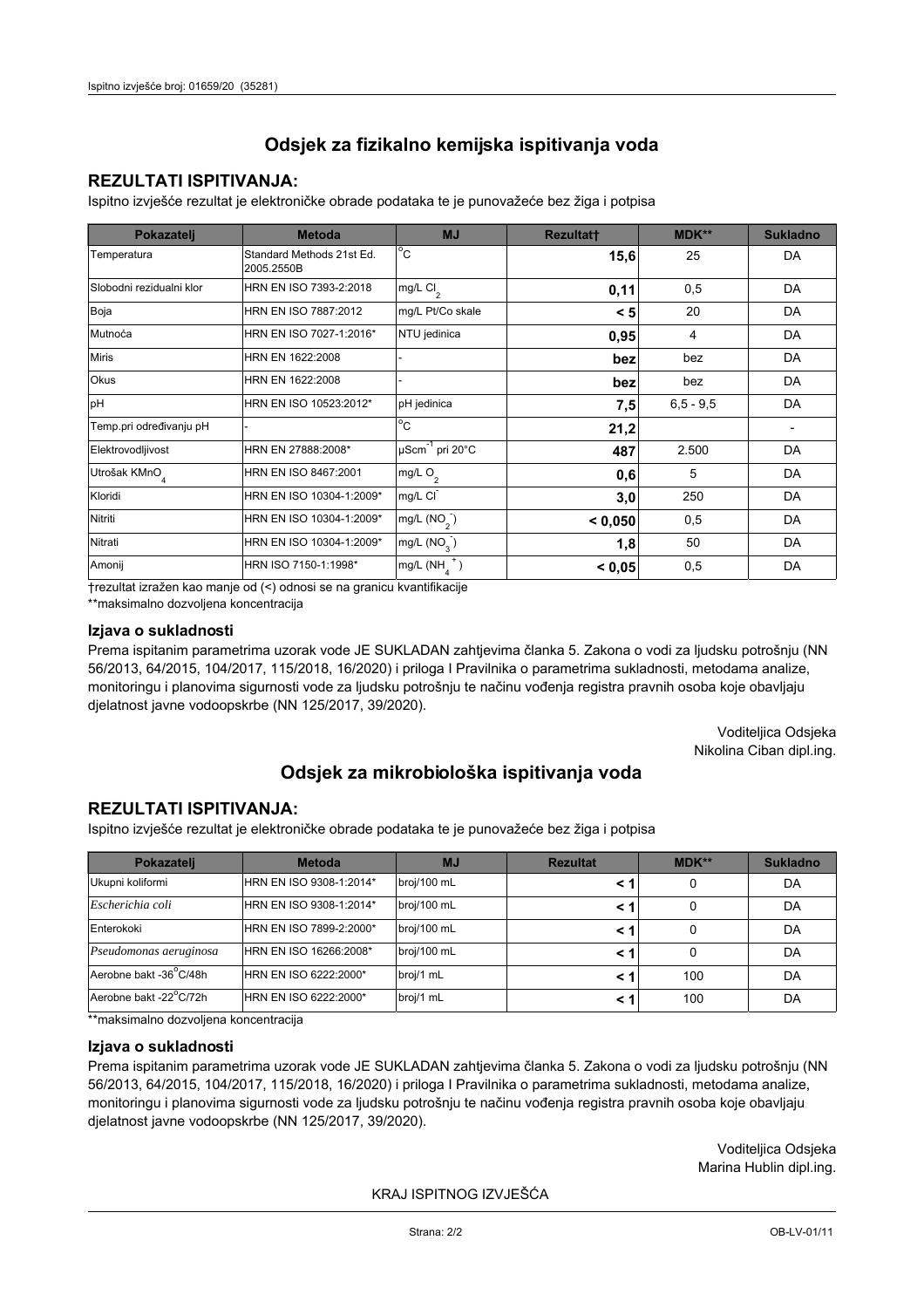# Odsjek za fizikalno kemijska ispitivanja voda

## REZULTATI ISPITIVANJA:

Ispitno izvješće rezultat je elektroničke obrade podataka te je punovažeće bez žiga i potpisa

| Pokazatelj | Metoda | MJ | Rezultat† | MDK** | Sukladno |
|---|---|---|---|---|---|
| Temperatura | Standard Methods 21st Ed. 2005.2550B | °C | **15,6** | 25 | DA |
| Slobodni rezidualni klor | HRN EN ISO 7393-2:2018 | mg/L $Cl_2$ | **0,11** | 0,5 | DA |
| Boja | HRN EN ISO 7887:2012 | mg/L Pt/Co skale | **< 5** | 20 | DA |
| Mutnoća | HRN EN ISO 7027-1:2016* | NTU jedinica | **0,95** | 4 | DA |
| Miris | HRN EN 1622:2008 | - | **bez** | bez | DA |
| Okus | HRN EN 1622:2008 | - | **bez** | bez | DA |
| pH | HRN EN ISO 10523:2012* | pH jedinica | **7,5** | 6,5 - 9,5 | DA |
| Temp.pri određivanju pH | - | °C | **21,2** | | - |
| Elektrovodljivost | HRN EN 27888:2008* | $\mu Scm^{-1}$ pri 20°C | **487** | 2.500 | DA |
| Utrošak $KMnO_4$ | HRN EN ISO 8467:2001 | mg/L $O_2$ | **0,6** | 5 | DA |
| Kloridi | HRN EN ISO 10304-1:2009* | mg/L $Cl^-$ | **3,0** | 250 | DA |
| Nitriti | HRN EN ISO 10304-1:2009* | mg/L ($NO_2^-$) | **< 0,050** | 0,5 | DA |
| Nitrati | HRN EN ISO 10304-1:2009* | mg/L ($NO_3^-$) | **1,8** | 50 | DA |
| Amonij | HRN ISO 7150-1:1998* | mg/L ($NH_4^+$) | **< 0,05** | 0,5 | DA |

†rezultat izražen kao manje od (<) odnosi se na granicu kvantifikacije

**maksimalno dozvoljena koncentracija

### Izjava o sukladnosti

Prema ispitanim parametrima uzorak vode JE SUKLADAN zahtjevima članka 5. Zakona o vodi za ljudsku potrošnju (NN 56/2013, 64/2015, 104/2017, 115/2018, 16/2020) i priloga I Pravilnika o parametrima sukladnosti, metodama analize, monitoringu i planovima sigurnosti vode za ljudsku potrošnju te načinu vođenja registra pravnih osoba koje obavljaju djelatnost javne vodoopskrbe (NN 125/2017, 39/2020).

Voditeljica Odsjeka
Nikolina Ciban dipl.ing.

# Odsjek za mikrobiološka ispitivanja voda

## REZULTATI ISPITIVANJA:

Ispitno izvješće rezultat je elektroničke obrade podataka te je punovažeće bez žiga i potpisa

| Pokazatelj | Metoda | MJ | Rezultat | MDK** | Sukladno |
|---|---|---|---|---|---|
| Ukupni koliformi | HRN EN ISO 9308-1:2014* | broj/100 mL | **< 1** | 0 | DA |
| *Escherichia coli* | HRN EN ISO 9308-1:2014* | broj/100 mL | **< 1** | 0 | DA |
| Enterokoki | HRN EN ISO 7899-2:2000* | broj/100 mL | **< 1** | 0 | DA |
| *Pseudomonas aeruginosa* | HRN EN ISO 16266:2008* | broj/100 mL | **< 1** | 0 | DA |
| Aerobne bakt -36°C/48h | HRN EN ISO 6222:2000* | broj/1 mL | **< 1** | 100 | DA |
| Aerobne bakt -22°C/72h | HRN EN ISO 6222:2000* | broj/1 mL | **< 1** | 100 | DA |

**maksimalno dozvoljena koncentracija

### Izjava o sukladnosti

Prema ispitanim parametrima uzorak vode JE SUKLADAN zahtjevima članka 5. Zakona o vodi za ljudsku potrošnju (NN 56/2013, 64/2015, 104/2017, 115/2018, 16/2020) i priloga I Pravilnika o parametrima sukladnosti, metodama analize, monitoringu i planovima sigurnosti vode za ljudsku potrošnju te načinu vođenja registra pravnih osoba koje obavljaju djelatnost javne vodoopskrbe (NN 125/2017, 39/2020).

Voditeljica Odsjeka
Marina Hublin dipl.ing.

KRAJ ISPITNOG IZVJEŠĆA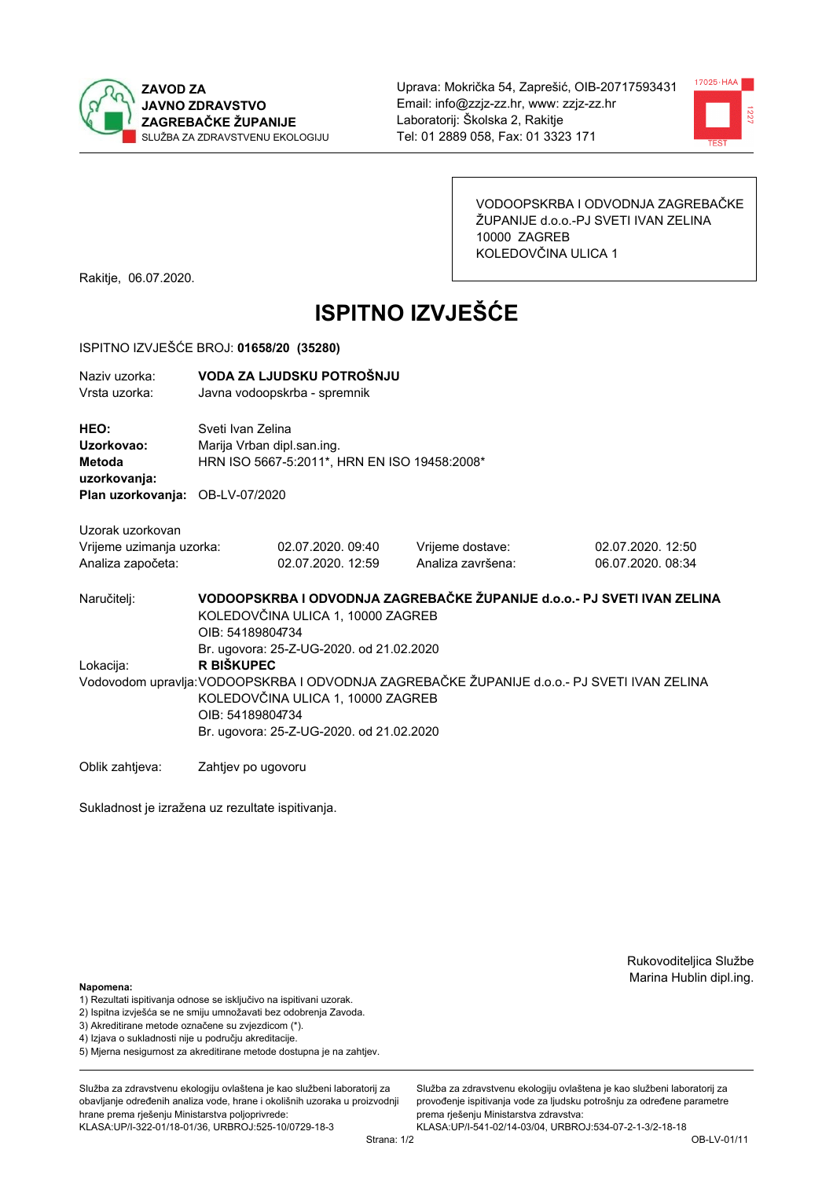ZAVOD ZA JAVNO ZDRAVSTVO ZAGREBAČKE ŽUPANIJE
SLUŽBA ZA ZDRAVSTVENU EKOLOGIJU

Uprava: Mokrička 54, Zaprešić, OIB-20717593431
Email: info@zzjz-zz.hr, www: zzjz-zz.hr
Laboratorij: Školska 2, Rakitje
Tel: 01 2889 058, Fax: 01 3323 171

VODOOPSKRBA I ODVODNJA ZAGREBAČKE ŽUPANIJE d.o.o.-PJ SVETI IVAN ZELINA
10000 ZAGREB
KOLEDOVČINA ULICA 1

Rakitje, 06.07.2020.

# ISPITNO IZVJEŠĆE

ISPITNO IZVJEŠĆE BROJ: **01658/20 (35280)**

Naziv uzorka: **VODA ZA LJUDSKU POTROŠNJU**
Vrsta uzorka: Javna vodoopskrba - spremnik

**HEO:** Sveti Ivan Zelina
**Uzorkovao:** Marija Vrban dipl.san.ing.
**Metoda uzorkovanja:** HRN ISO 5667-5:2011*, HRN EN ISO 19458:2008*
**Plan uzorkovanja:** OB-LV-07/2020

Uzorak uzorkovan

| | | | |
|---|---|---|---|
| Vrijeme uzimanja uzorka: | 02.07.2020. 09:40 | Vrijeme dostave: | 02.07.2020. 12:50 |
| Analiza započeta: | 02.07.2020. 12:59 | Analiza završena: | 06.07.2020. 08:34 |

Naručitelj: **VODOOPSKRBA I ODVODNJA ZAGREBAČKE ŽUPANIJE d.o.o.- PJ SVETI IVAN ZELINA**
KOLEDOVČINA ULICA 1, 10000 ZAGREB
OIB: 54189804734
Br. ugovora: 25-Z-UG-2020. od 21.02.2020

Lokacija: **R BIŠKUPEC**

Vodovodom upravlja: VODOOPSKRBA I ODVODNJA ZAGREBAČKE ŽUPANIJE d.o.o.- PJ SVETI IVAN ZELINA
KOLEDOVČINA ULICA 1, 10000 ZAGREB
OIB: 54189804734
Br. ugovora: 25-Z-UG-2020. od 21.02.2020

Oblik zahtjeva: Zahtjev po ugovoru

Sukladnost je izražena uz rezultate ispitivanja.

Rukovoditeljica Službe
Marina Hublin dipl.ing.

**Napomena:**
1) Rezultati ispitivanja odnose se isključivo na ispitivani uzorak.
2) Ispitna izvješća se ne smiju umnožavati bez odobrenja Zavoda.
3) Akreditirane metode označene su zvjezdicom (*).
4) Izjava o sukladnosti nije u području akreditacije.
5) Mjerna nesigurnost za akreditirane metode dostupna je na zahtjev.

Služba za zdravstvenu ekologiju ovlaštena je kao službeni laboratorij za obavljanje određenih analiza vode, hrane i okolišnih uzoraka u proizvodnji hrane prema rješenju Ministarstva poljoprivrede: KLASA:UP/I-322-01/18-01/36, URBROJ:525-10/0729-18-3

Služba za zdravstvenu ekologiju ovlaštena je kao službeni laboratorij za provođenje ispitivanja vode za ljudsku potrošnju za određene parametre prema rješenju Ministarstva zdravstva: KLASA:UP/I-541-02/14-03/04, URBROJ:534-07-2-1-3/2-18-18

OB-LV-01/11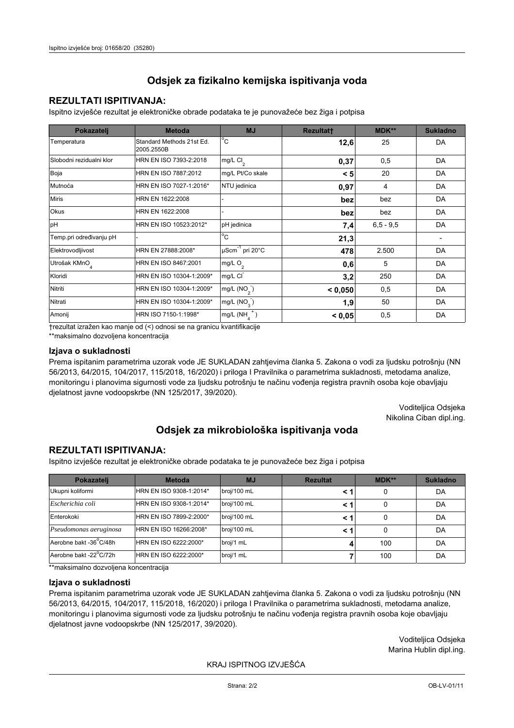# Odsjek za fizikalno kemijska ispitivanja voda

## REZULTATI ISPITIVANJA:

Ispitno izvješće rezultat je elektroničke obrade podataka te je punovažeće bez žiga i potpisa

| Pokazatelj | Metoda | MJ | Rezultat† | MDK** | Sukladno |
|---|---|---|---|---|---|
| Temperatura | Standard Methods 21st Ed. 2005.2550B | °C | **12,6** | 25 | DA |
| Slobodni rezidualni klor | HRN EN ISO 7393-2:2018 | mg/L $Cl_2$ | **0,37** | 0,5 | DA |
| Boja | HRN EN ISO 7887:2012 | mg/L Pt/Co skale | **< 5** | 20 | DA |
| Mutnoća | HRN EN ISO 7027-1:2016* | NTU jedinica | **0,97** | 4 | DA |
| Miris | HRN EN 1622:2008 | - | **bez** | bez | DA |
| Okus | HRN EN 1622:2008 | - | **bez** | bez | DA |
| pH | HRN EN ISO 10523:2012* | pH jedinica | **7,4** | 6,5 - 9,5 | DA |
| Temp.pri određivanju pH | - | °C | **21,3** | | - |
| Elektrovodljivost | HRN EN 27888:2008* | $\mu Scm^{-1}$ pri 20°C | **478** | 2.500 | DA |
| Utrošak $KMnO_4$ | HRN EN ISO 8467:2001 | mg/L $O_2$ | **0,6** | 5 | DA |
| Kloridi | HRN EN ISO 10304-1:2009* | mg/L $Cl^-$ | **3,2** | 250 | DA |
| Nitriti | HRN EN ISO 10304-1:2009* | mg/L ($NO_2^-$) | **< 0,050** | 0,5 | DA |
| Nitrati | HRN EN ISO 10304-1:2009* | mg/L ($NO_3^-$) | **1,9** | 50 | DA |
| Amonij | HRN ISO 7150-1:1998* | mg/L ($NH_4^+$) | **< 0,05** | 0,5 | DA |

†rezultat izražen kao manje od (<) odnosi se na granicu kvantifikacije

**maksimalno dozvoljena koncentracija

### Izjava o sukladnosti

Prema ispitanim parametrima uzorak vode JE SUKLADAN zahtjevima članka 5. Zakona o vodi za ljudsku potrošnju (NN 56/2013, 64/2015, 104/2017, 115/2018, 16/2020) i priloga I Pravilnika o parametrima sukladnosti, metodama analize, monitoringu i planovima sigurnosti vode za ljudsku potrošnju te načinu vođenja registra pravnih osoba koje obavljaju djelatnost javne vodoopskrbe (NN 125/2017, 39/2020).

Voditeljica Odsjeka
Nikolina Ciban dipl.ing.

# Odsjek za mikrobiološka ispitivanja voda

## REZULTATI ISPITIVANJA:

Ispitno izvješće rezultat je elektroničke obrade podataka te je punovažeće bez žiga i potpisa

| Pokazatelj | Metoda | MJ | Rezultat | MDK** | Sukladno |
|---|---|---|---|---|---|
| Ukupni koliformi | HRN EN ISO 9308-1:2014* | broj/100 mL | **< 1** | 0 | DA |
| *Escherichia coli* | HRN EN ISO 9308-1:2014* | broj/100 mL | **< 1** | 0 | DA |
| Enterokoki | HRN EN ISO 7899-2:2000* | broj/100 mL | **< 1** | 0 | DA |
| *Pseudomonas aeruginosa* | HRN EN ISO 16266:2008* | broj/100 mL | **< 1** | 0 | DA |
| Aerobne bakt -36°C/48h | HRN EN ISO 6222:2000* | broj/1 mL | **4** | 100 | DA |
| Aerobne bakt -22°C/72h | HRN EN ISO 6222:2000* | broj/1 mL | **7** | 100 | DA |

**maksimalno dozvoljena koncentracija

### Izjava o sukladnosti

Prema ispitanim parametrima uzorak vode JE SUKLADAN zahtjevima članka 5. Zakona o vodi za ljudsku potrošnju (NN 56/2013, 64/2015, 104/2017, 115/2018, 16/2020) i priloga I Pravilnika o parametrima sukladnosti, metodama analize, monitoringu i planovima sigurnosti vode za ljudsku potrošnju te načinu vođenja registra pravnih osoba koje obavljaju djelatnost javne vodoopskrbe (NN 125/2017, 39/2020).

Voditeljica Odsjeka
Marina Hublin dipl.ing.

KRAJ ISPITNOG IZVJEŠĆA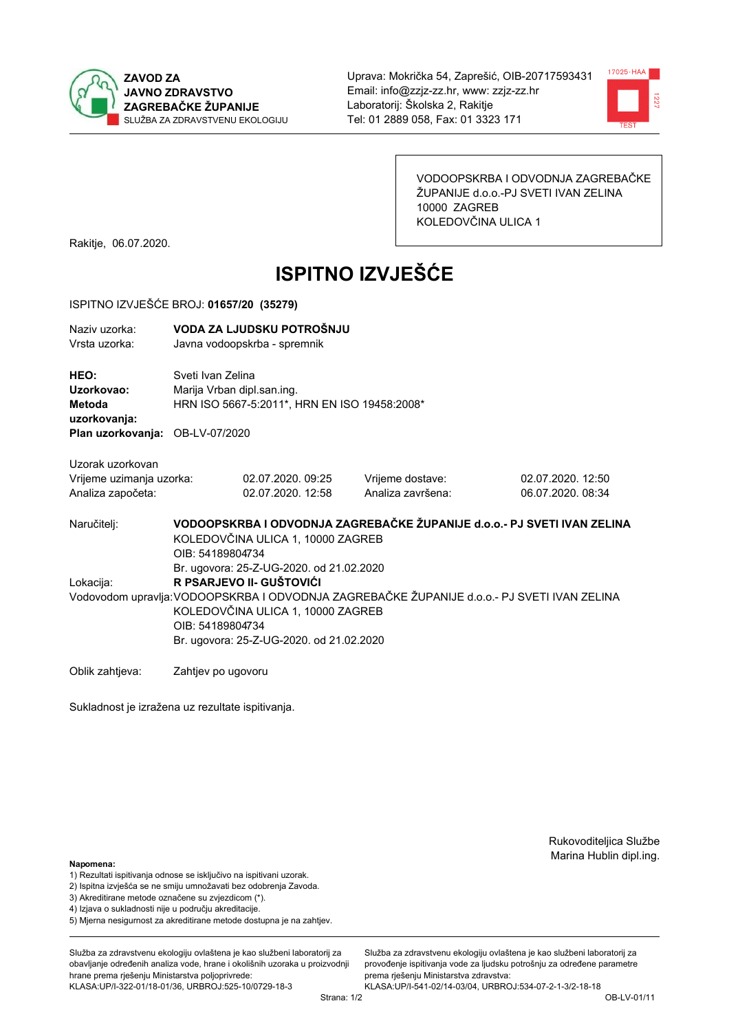ZAVOD ZA JAVNO ZDRAVSTVO ZAGREBAČKE ŽUPANIJE
SLUŽBA ZA ZDRAVSTVENU EKOLOGIJU

Uprava: Mokrička 54, Zaprešić, OIB-20717593431
Email: info@zzjz-zz.hr, www: zzjz-zz.hr
Laboratorij: Školska 2, Rakitje
Tel: 01 2889 058, Fax: 01 3323 171

VODOOPSKRBA I ODVODNJA ZAGREBAČKE ŽUPANIJE d.o.o.-PJ SVETI IVAN ZELINA
10000 ZAGREB
KOLEDOVČINA ULICA 1

Rakitje, 06.07.2020.

# ISPITNO IZVJEŠĆE

ISPITNO IZVJEŠĆE BROJ: **01657/20 (35279)**

Naziv uzorka: **VODA ZA LJUDSKU POTROŠNJU**
Vrsta uzorka: Javna vodoopskrba - spremnik

**HEO:** Sveti Ivan Zelina
**Uzorkovao:** Marija Vrban dipl.san.ing.
**Metoda uzorkovanja:** HRN ISO 5667-5:2011*, HRN EN ISO 19458:2008*
**Plan uzorkovanja:** OB-LV-07/2020

Uzorak uzorkovan

| | | | |
|---|---|---|---|
| Vrijeme uzimanja uzorka: | 02.07.2020. 09:25 | Vrijeme dostave: | 02.07.2020. 12:50 |
| Analiza započeta: | 02.07.2020. 12:58 | Analiza završena: | 06.07.2020. 08:34 |

Naručitelj: **VODOOPSKRBA I ODVODNJA ZAGREBAČKE ŽUPANIJE d.o.o.- PJ SVETI IVAN ZELINA**
KOLEDOVČINA ULICA 1, 10000 ZAGREB
OIB: 54189804734
Br. ugovora: 25-Z-UG-2020. od 21.02.2020

Lokacija: **R PSARJEVO II- GUŠTOVIĆI**

Vodovodom upravlja: VODOOPSKRBA I ODVODNJA ZAGREBAČKE ŽUPANIJE d.o.o.- PJ SVETI IVAN ZELINA
KOLEDOVČINA ULICA 1, 10000 ZAGREB
OIB: 54189804734
Br. ugovora: 25-Z-UG-2020. od 21.02.2020

Oblik zahtjeva: Zahtjev po ugovoru

Sukladnost je izražena uz rezultate ispitivanja.

Rukovoditeljica Službe
Marina Hublin dipl.ing.

**Napomena:**
1) Rezultati ispitivanja odnose se isključivo na ispitivani uzorak.
2) Ispitna izvješća se ne smiju umnožavati bez odobrenja Zavoda.
3) Akreditirane metode označene su zvjezdicom (*).
4) Izjava o sukladnosti nije u području akreditacije.
5) Mjerna nesigurnost za akreditirane metode dostupna je na zahtjev.

Služba za zdravstvenu ekologiju ovlaštena je kao službeni laboratorij za obavljanje određenih analiza vode, hrane i okolišnih uzoraka u proizvodnji hrane prema rješenju Ministarstva poljoprivrede:
KLASA:UP/I-322-01/18-01/36, URBROJ:525-10/0729-18-3

Služba za zdravstvenu ekologiju ovlaštena je kao službeni laboratorij za provođenje ispitivanja vode za ljudsku potrošnju za određene parametre prema rješenju Ministarstva zdravstva:
KLASA:UP/I-541-02/14-03/04, URBROJ:534-07-2-1-3/2-18-18

OB-LV-01/11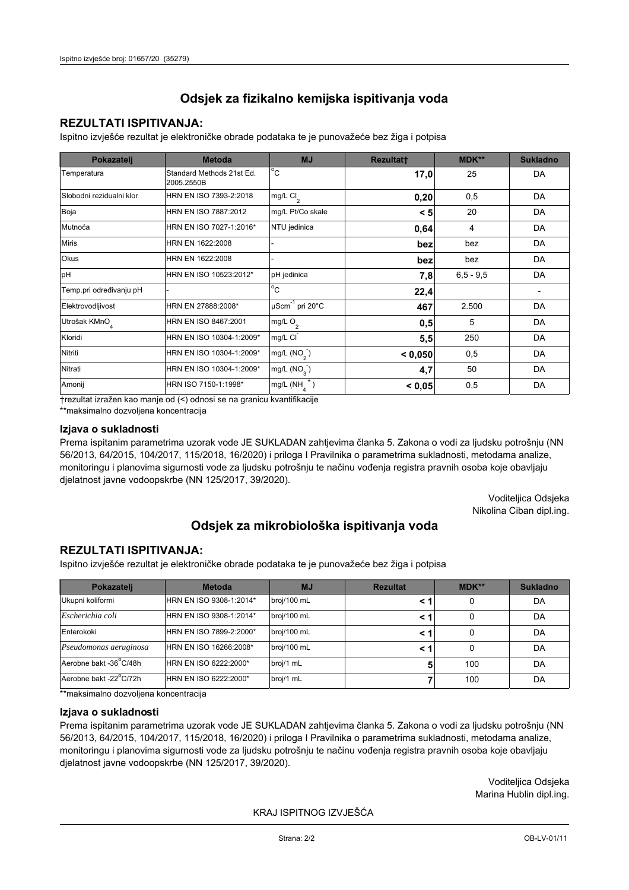## Odsjek za fizikalno kemijska ispitivanja voda

### REZULTATI ISPITIVANJA:

Ispitno izvješće rezultat je elektroničke obrade podataka te je punovažeće bez žiga i potpisa

| Pokazatelj | Metoda | MJ | Rezultat† | MDK** | Sukladno |
|---|---|---|---|---|---|
| Temperatura | Standard Methods 21st Ed. 2005.2550B | °C | **17,0** | 25 | DA |
| Slobodni rezidualni klor | HRN EN ISO 7393-2:2018 | mg/L $Cl_2$ | **0,20** | 0,5 | DA |
| Boja | HRN EN ISO 7887:2012 | mg/L Pt/Co skale | **< 5** | 20 | DA |
| Mutnoća | HRN EN ISO 7027-1:2016* | NTU jedinica | **0,64** | 4 | DA |
| Miris | HRN EN 1622:2008 | - | **bez** | bez | DA |
| Okus | HRN EN 1622:2008 | - | **bez** | bez | DA |
| pH | HRN EN ISO 10523:2012* | pH jedinica | **7,8** | 6,5 - 9,5 | DA |
| Temp.pri određivanju pH | - | °C | **22,4** | | - |
| Elektrovodljivost | HRN EN 27888:2008* | $\mu Scm^{-1}$ pri 20°C | **467** | 2.500 | DA |
| Utrošak $KMnO_4$ | HRN EN ISO 8467:2001 | mg/L $O_2$ | **0,5** | 5 | DA |
| Kloridi | HRN EN ISO 10304-1:2009* | mg/L $Cl^-$ | **5,5** | 250 | DA |
| Nitriti | HRN EN ISO 10304-1:2009* | mg/L ($NO_2^-$) | **< 0,050** | 0,5 | DA |
| Nitrati | HRN EN ISO 10304-1:2009* | mg/L ($NO_3^-$) | **4,7** | 50 | DA |
| Amonij | HRN ISO 7150-1:1998* | mg/L ($NH_4^+$) | **< 0,05** | 0,5 | DA |

†rezultat izražen kao manje od (<) odnosi se na granicu kvantifikacije

**maksimalno dozvoljena koncentracija

### Izjava o sukladnosti

Prema ispitanim parametrima uzorak vode JE SUKLADAN zahtjevima članka 5. Zakona o vodi za ljudsku potrošnju (NN 56/2013, 64/2015, 104/2017, 115/2018, 16/2020) i priloga I Pravilnika o parametrima sukladnosti, metodama analize, monitoringu i planovima sigurnosti vode za ljudsku potrošnju te načinu vođenja registra pravnih osoba koje obavljaju djelatnost javne vodoopskrbe (NN 125/2017, 39/2020).

Voditeljica Odsjeka
Nikolina Ciban dipl.ing.

## Odsjek za mikrobiološka ispitivanja voda

### REZULTATI ISPITIVANJA:

Ispitno izvješće rezultat je elektroničke obrade podataka te je punovažeće bez žiga i potpisa

| Pokazatelj | Metoda | MJ | Rezultat | MDK** | Sukladno |
|---|---|---|---|---|---|
| Ukupni koliformi | HRN EN ISO 9308-1:2014* | broj/100 mL | **< 1** | 0 | DA |
| *Escherichia coli* | HRN EN ISO 9308-1:2014* | broj/100 mL | **< 1** | 0 | DA |
| Enterokoki | HRN EN ISO 7899-2:2000* | broj/100 mL | **< 1** | 0 | DA |
| *Pseudomonas aeruginosa* | HRN EN ISO 16266:2008* | broj/100 mL | **< 1** | 0 | DA |
| Aerobne bakt -36°C/48h | HRN EN ISO 6222:2000* | broj/1 mL | **5** | 100 | DA |
| Aerobne bakt -22°C/72h | HRN EN ISO 6222:2000* | broj/1 mL | **7** | 100 | DA |

**maksimalno dozvoljena koncentracija

### Izjava o sukladnosti

Prema ispitanim parametrima uzorak vode JE SUKLADAN zahtjevima članka 5. Zakona o vodi za ljudsku potrošnju (NN 56/2013, 64/2015, 104/2017, 115/2018, 16/2020) i priloga I Pravilnika o parametrima sukladnosti, metodama analize, monitoringu i planovima sigurnosti vode za ljudsku potrošnju te načinu vođenja registra pravnih osoba koje obavljaju djelatnost javne vodoopskrbe (NN 125/2017, 39/2020).

Voditeljica Odsjeka
Marina Hublin dipl.ing.

KRAJ ISPITNOG IZVJEŠĆA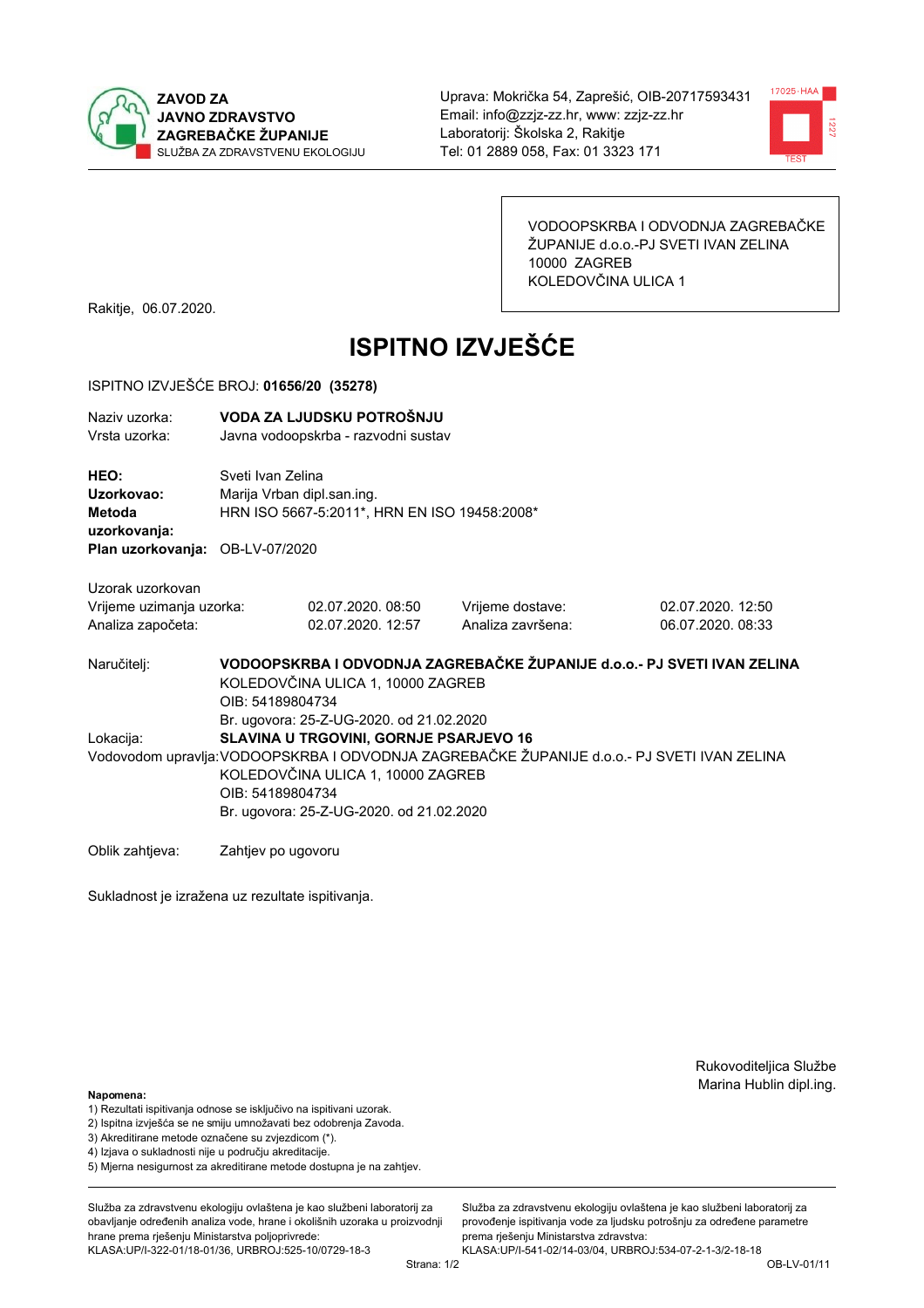ZAVOD ZA JAVNO ZDRAVSTVO ZAGREBAČKE ŽUPANIJE
SLUŽBA ZA ZDRAVSTVENU EKOLOGIJU

Uprava: Mokrička 54, Zaprešić, OIB-20717593431
Email: info@zzjz-zz.hr, www: zzjz-zz.hr
Laboratorij: Školska 2, Rakitje
Tel: 01 2889 058, Fax: 01 3323 171

VODOOPSKRBA I ODVODNJA ZAGREBAČKE ŽUPANIJE d.o.o.-PJ SVETI IVAN ZELINA
10000 ZAGREB
KOLEDOVČINA ULICA 1

Rakitje, 06.07.2020.

# ISPITNO IZVJEŠĆE

ISPITNO IZVJEŠĆE BROJ: **01656/20 (35278)**

Naziv uzorka: **VODA ZA LJUDSKU POTROŠNJU**
Vrsta uzorka: Javna vodoopskrba - razvodni sustav

**HEO:** Sveti Ivan Zelina
**Uzorkovao:** Marija Vrban dipl.san.ing.
**Metoda uzorkovanja:** HRN ISO 5667-5:2011*, HRN EN ISO 19458:2008*
**Plan uzorkovanja:** OB-LV-07/2020

Uzorak uzorkovan

| | | | |
|---|---|---|---|
| Vrijeme uzimanja uzorka: | 02.07.2020. 08:50 | Vrijeme dostave: | 02.07.2020. 12:50 |
| Analiza započeta: | 02.07.2020. 12:57 | Analiza završena: | 06.07.2020. 08:33 |

Naručitelj: **VODOOPSKRBA I ODVODNJA ZAGREBAČKE ŽUPANIJE d.o.o.- PJ SVETI IVAN ZELINA**
KOLEDOVČINA ULICA 1, 10000 ZAGREB
OIB: 54189804734
Br. ugovora: 25-Z-UG-2020. od 21.02.2020

Lokacija: **SLAVINA U TRGOVINI, GORNJE PSARJEVO 16**

Vodovodom upravlja: VODOOPSKRBA I ODVODNJA ZAGREBAČKE ŽUPANIJE d.o.o.- PJ SVETI IVAN ZELINA
KOLEDOVČINA ULICA 1, 10000 ZAGREB
OIB: 54189804734
Br. ugovora: 25-Z-UG-2020. od 21.02.2020

Oblik zahtjeva: Zahtjev po ugovoru

Sukladnost je izražena uz rezultate ispitivanja.

Rukovoditeljica Službe
Marina Hublin dipl.ing.

**Napomena:**
1) Rezultati ispitivanja odnose se isključivo na ispitivani uzorak.
2) Ispitna izvješća se ne smiju umnožavati bez odobrenja Zavoda.
3) Akreditirane metode označene su zvjezdicom (*).
4) Izjava o sukladnosti nije u području akreditacije.
5) Mjerna nesigurnost za akreditirane metode dostupna je na zahtjev.

Služba za zdravstvenu ekologiju ovlaštena je kao službeni laboratorij za obavljanje određenih analiza vode, hrane i okolišnih uzoraka u proizvodnji hrane prema rješenju Ministarstva poljoprivrede: KLASA:UP/I-322-01/18-01/36, URBROJ:525-10/0729-18-3

Služba za zdravstvenu ekologiju ovlaštena je kao službeni laboratorij za provođenje ispitivanja vode za ljudsku potrošnju za određene parametre prema rješenju Ministarstva zdravstva: KLASA:UP/I-541-02/14-03/04, URBROJ:534-07-2-1-3/2-18-18

OB-LV-01/11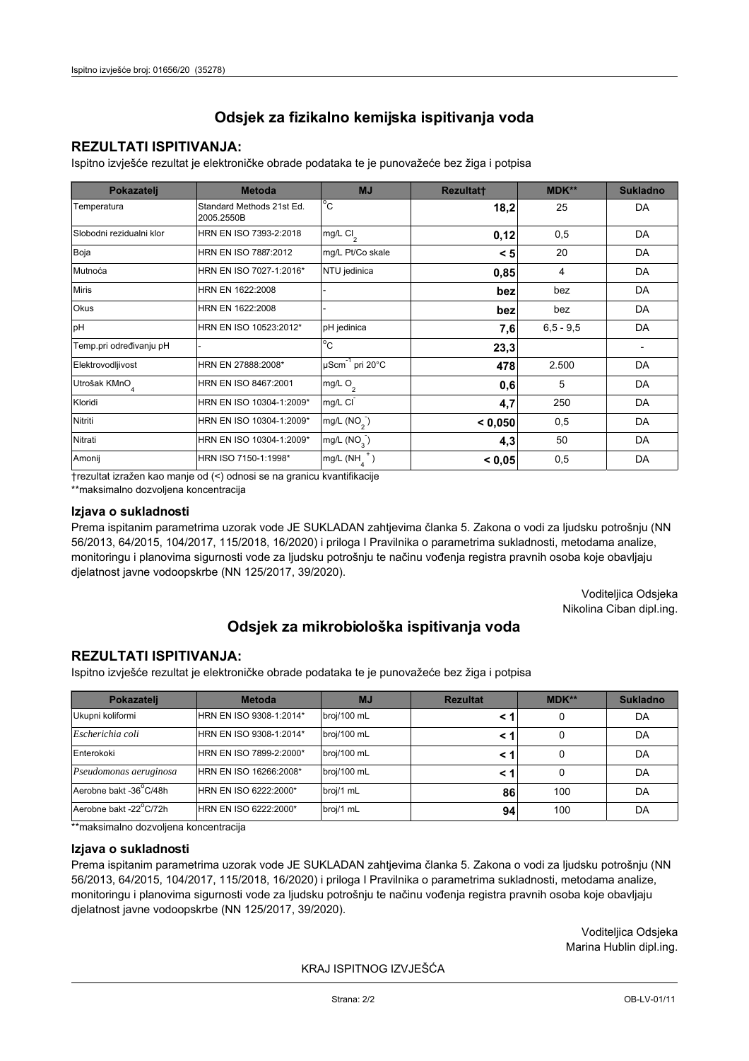## Odsjek za fizikalno kemijska ispitivanja voda

### REZULTATI ISPITIVANJA:

Ispitno izvješće rezultat je elektroničke obrade podataka te je punovažeće bez žiga i potpisa

| Pokazatelj | Metoda | MJ | Rezultat† | MDK** | Sukladno |
|---|---|---|---|---|---|
| Temperatura | Standard Methods 21st Ed. 2005.2550B | °C | **18,2** | 25 | DA |
| Slobodni rezidualni klor | HRN EN ISO 7393-2:2018 | mg/L $Cl_2$ | **0,12** | 0,5 | DA |
| Boja | HRN EN ISO 7887:2012 | mg/L Pt/Co skale | **< 5** | 20 | DA |
| Mutnoća | HRN EN ISO 7027-1:2016* | NTU jedinica | **0,85** | 4 | DA |
| Miris | HRN EN 1622:2008 | - | **bez** | bez | DA |
| Okus | HRN EN 1622:2008 | - | **bez** | bez | DA |
| pH | HRN EN ISO 10523:2012* | pH jedinica | **7,6** | 6,5 - 9,5 | DA |
| Temp.pri određivanju pH | - | °C | **23,3** | | - |
| Elektrovodljivost | HRN EN 27888:2008* | $\mu Scm^{-1}$ pri 20°C | **478** | 2.500 | DA |
| Utrošak $KMnO_4$ | HRN EN ISO 8467:2001 | mg/L $O_2$ | **0,6** | 5 | DA |
| Kloridi | HRN EN ISO 10304-1:2009* | mg/L $Cl^-$ | **4,7** | 250 | DA |
| Nitriti | HRN EN ISO 10304-1:2009* | mg/L ($NO_2^-$) | **< 0,050** | 0,5 | DA |
| Nitrati | HRN EN ISO 10304-1:2009* | mg/L ($NO_3^-$) | **4,3** | 50 | DA |
| Amonij | HRN ISO 7150-1:1998* | mg/L ($NH_4^+$) | **< 0,05** | 0,5 | DA |

†rezultat izražen kao manje od (<) odnosi se na granicu kvantifikacije

**maksimalno dozvoljena koncentracija

### Izjava o sukladnosti

Prema ispitanim parametrima uzorak vode JE SUKLADAN zahtjevima članka 5. Zakona o vodi za ljudsku potrošnju (NN 56/2013, 64/2015, 104/2017, 115/2018, 16/2020) i priloga I Pravilnika o parametrima sukladnosti, metodama analize, monitoringu i planovima sigurnosti vode za ljudsku potrošnju te načinu vođenja registra pravnih osoba koje obavljaju djelatnost javne vodoopskrbe (NN 125/2017, 39/2020).

Voditeljica Odsjeka
Nikolina Ciban dipl.ing.

## Odsjek za mikrobiološka ispitivanja voda

### REZULTATI ISPITIVANJA:

Ispitno izvješće rezultat je elektroničke obrade podataka te je punovažeće bez žiga i potpisa

| Pokazatelj | Metoda | MJ | Rezultat | MDK** | Sukladno |
|---|---|---|---|---|---|
| Ukupni koliformi | HRN EN ISO 9308-1:2014* | broj/100 mL | **< 1** | 0 | DA |
| *Escherichia coli* | HRN EN ISO 9308-1:2014* | broj/100 mL | **< 1** | 0 | DA |
| Enterokoki | HRN EN ISO 7899-2:2000* | broj/100 mL | **< 1** | 0 | DA |
| *Pseudomonas aeruginosa* | HRN EN ISO 16266:2008* | broj/100 mL | **< 1** | 0 | DA |
| Aerobne bakt -36°C/48h | HRN EN ISO 6222:2000* | broj/1 mL | **86** | 100 | DA |
| Aerobne bakt -22°C/72h | HRN EN ISO 6222:2000* | broj/1 mL | **94** | 100 | DA |

**maksimalno dozvoljena koncentracija

### Izjava o sukladnosti

Prema ispitanim parametrima uzorak vode JE SUKLADAN zahtjevima članka 5. Zakona o vodi za ljudsku potrošnju (NN 56/2013, 64/2015, 104/2017, 115/2018, 16/2020) i priloga I Pravilnika o parametrima sukladnosti, metodama analize, monitoringu i planovima sigurnosti vode za ljudsku potrošnju te načinu vođenja registra pravnih osoba koje obavljaju djelatnost javne vodoopskrbe (NN 125/2017, 39/2020).

Voditeljica Odsjeka
Marina Hublin dipl.ing.

KRAJ ISPITNOG IZVJEŠĆA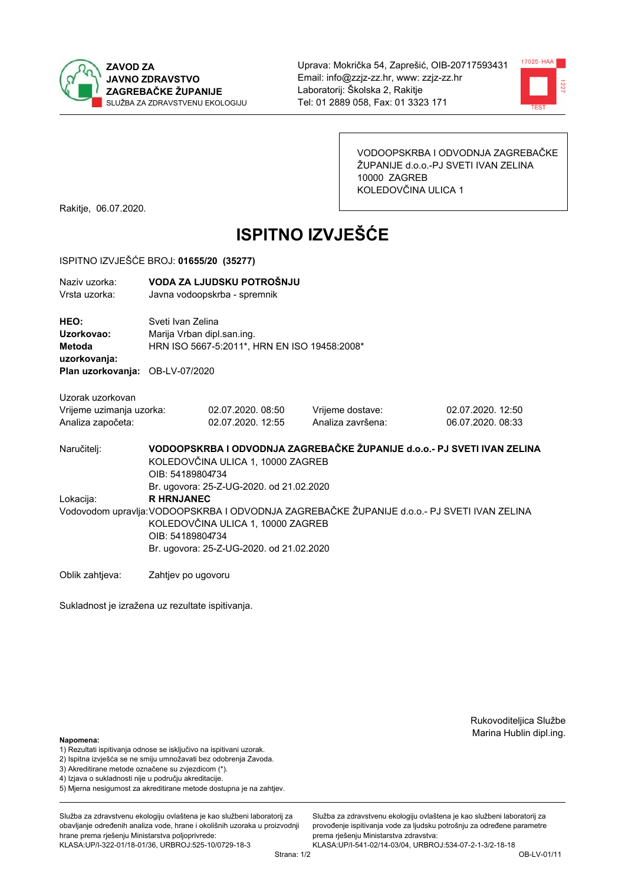ZAVOD ZA JAVNO ZDRAVSTVO ZAGREBAČKE ŽUPANIJE
SLUŽBA ZA ZDRAVSTVENU EKOLOGIJU

Uprava: Mokrička 54, Zaprešić, OIB-20717593431
Email: info@zzjz-zz.hr, www: zzjz-zz.hr
Laboratorij: Školska 2, Rakitje
Tel: 01 2889 058, Fax: 01 3323 171

VODOOPSKRBA I ODVODNJA ZAGREBAČKE ŽUPANIJE d.o.o.-PJ SVETI IVAN ZELINA
10000 ZAGREB
KOLEDOVČINA ULICA 1

Rakitje, 06.07.2020.

# ISPITNO IZVJEŠĆE

ISPITNO IZVJEŠĆE BROJ: **01655/20 (35277)**

Naziv uzorka: **VODA ZA LJUDSKU POTROŠNJU**
Vrsta uzorka: Javna vodoopskrba - spremnik

**HEO:** Sveti Ivan Zelina
**Uzorkovao:** Marija Vrban dipl.san.ing.
**Metoda uzorkovanja:** HRN ISO 5667-5:2011*, HRN EN ISO 19458:2008*
**Plan uzorkovanja:** OB-LV-07/2020

Uzorak uzorkovan

| | | | |
|---|---|---|---|
| Vrijeme uzimanja uzorka: | 02.07.2020. 08:50 | Vrijeme dostave: | 02.07.2020. 12:50 |
| Analiza započeta: | 02.07.2020. 12:55 | Analiza završena: | 06.07.2020. 08:33 |

Naručitelj: **VODOOPSKRBA I ODVODNJA ZAGREBAČKE ŽUPANIJE d.o.o.- PJ SVETI IVAN ZELINA**
KOLEDOVČINA ULICA 1, 10000 ZAGREB
OIB: 54189804734
Br. ugovora: 25-Z-UG-2020. od 21.02.2020
Lokacija: **R HRNJANEC**
Vodovodom upravlja: VODOOPSKRBA I ODVODNJA ZAGREBAČKE ŽUPANIJE d.o.o.- PJ SVETI IVAN ZELINA
KOLEDOVČINA ULICA 1, 10000 ZAGREB
OIB: 54189804734
Br. ugovora: 25-Z-UG-2020. od 21.02.2020

Oblik zahtjeva: Zahtjev po ugovoru

Sukladnost je izražena uz rezultate ispitivanja.

Rukovoditeljica Službe
Marina Hublin dipl.ing.

**Napomena:**
1) Rezultati ispitivanja odnose se isključivo na ispitivani uzorak.
2) Ispitna izvješća se ne smiju umnožavati bez odobrenja Zavoda.
3) Akreditirane metode označene su zvjezdicom (*).
4) Izjava o sukladnosti nije u području akreditacije.
5) Mjerna nesigurnost za akreditirane metode dostupna je na zahtjev.

Služba za zdravstvenu ekologiju ovlaštena je kao službeni laboratorij za obavljanje određenih analiza vode, hrane i okolišnih uzoraka u proizvodnji hrane prema rješenju Ministarstva poljoprivrede: KLASA:UP/I-322-01/18-01/36, URBROJ:525-10/0729-18-3

Služba za zdravstvenu ekologiju ovlaštena je kao službeni laboratorij za provođenje ispitivanja vode za ljudsku potrošnju za određene parametre prema rješenju Ministarstva zdravstva: KLASA:UP/I-541-02/14-03/04, URBROJ:534-07-2-1-3/2-18-18

OB-LV-01/11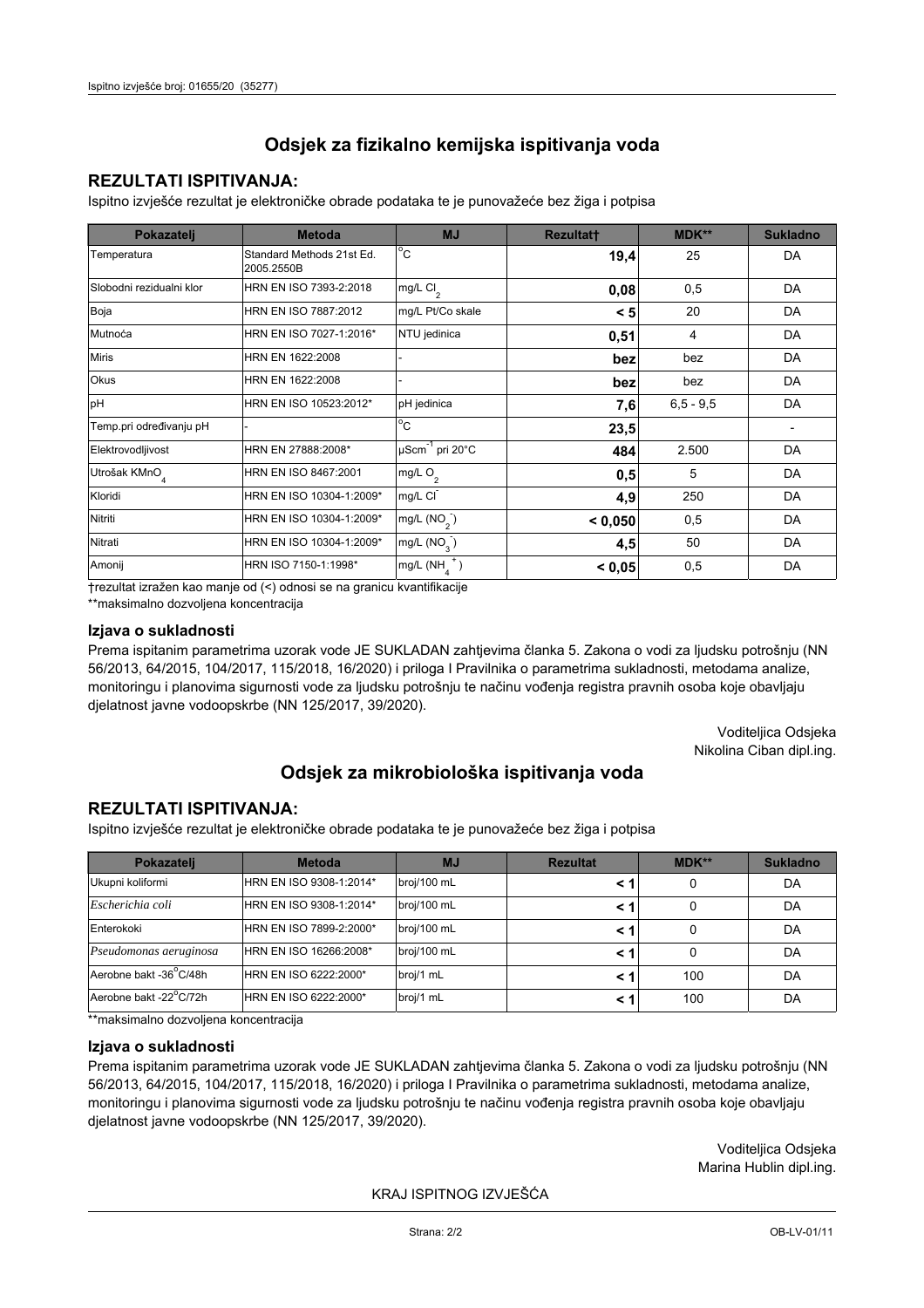# Odsjek za fizikalno kemijska ispitivanja voda

## REZULTATI ISPITIVANJA:

Ispitno izvješće rezultat je elektroničke obrade podataka te je punovažeće bez žiga i potpisa

| Pokazatelj | Metoda | MJ | Rezultat† | MDK** | Sukladno |
|---|---|---|---|---|---|
| Temperatura | Standard Methods 21st Ed. 2005.2550B | °C | **19,4** | 25 | DA |
| Slobodni rezidualni klor | HRN EN ISO 7393-2:2018 | mg/L $Cl_2$ | **0,08** | 0,5 | DA |
| Boja | HRN EN ISO 7887:2012 | mg/L Pt/Co skale | **< 5** | 20 | DA |
| Mutnoća | HRN EN ISO 7027-1:2016* | NTU jedinica | **0,51** | 4 | DA |
| Miris | HRN EN 1622:2008 | - | **bez** | bez | DA |
| Okus | HRN EN 1622:2008 | - | **bez** | bez | DA |
| pH | HRN EN ISO 10523:2012* | pH jedinica | **7,6** | 6,5 - 9,5 | DA |
| Temp.pri određivanju pH | - | °C | **23,5** | | - |
| Elektrovodljivost | HRN EN 27888:2008* | $\mu Scm^{-1}$ pri 20°C | **484** | 2.500 | DA |
| Utrošak $KMnO_4$ | HRN EN ISO 8467:2001 | mg/L $O_2$ | **0,5** | 5 | DA |
| Kloridi | HRN EN ISO 10304-1:2009* | mg/L $Cl^-$ | **4,9** | 250 | DA |
| Nitriti | HRN EN ISO 10304-1:2009* | mg/L ($NO_2^-$) | **< 0,050** | 0,5 | DA |
| Nitrati | HRN EN ISO 10304-1:2009* | mg/L ($NO_3^-$) | **4,5** | 50 | DA |
| Amonij | HRN ISO 7150-1:1998* | mg/L ($NH_4^+$) | **< 0,05** | 0,5 | DA |

†rezultat izražen kao manje od (<) odnosi se na granicu kvantifikacije

**maksimalno dozvoljena koncentracija

### Izjava o sukladnosti

Prema ispitanim parametrima uzorak vode JE SUKLADAN zahtjevima članka 5. Zakona o vodi za ljudsku potrošnju (NN 56/2013, 64/2015, 104/2017, 115/2018, 16/2020) i priloga I Pravilnika o parametrima sukladnosti, metodama analize, monitoringu i planovima sigurnosti vode za ljudsku potrošnju te načinu vođenja registra pravnih osoba koje obavljaju djelatnost javne vodoopskrbe (NN 125/2017, 39/2020).

Voditeljica Odsjeka
Nikolina Ciban dipl.ing.

# Odsjek za mikrobiološka ispitivanja voda

## REZULTATI ISPITIVANJA:

Ispitno izvješće rezultat je elektroničke obrade podataka te je punovažeće bez žiga i potpisa

| Pokazatelj | Metoda | MJ | Rezultat | MDK** | Sukladno |
|---|---|---|---|---|---|
| Ukupni koliformi | HRN EN ISO 9308-1:2014* | broj/100 mL | **< 1** | 0 | DA |
| *Escherichia coli* | HRN EN ISO 9308-1:2014* | broj/100 mL | **< 1** | 0 | DA |
| Enterokoki | HRN EN ISO 7899-2:2000* | broj/100 mL | **< 1** | 0 | DA |
| *Pseudomonas aeruginosa* | HRN EN ISO 16266:2008* | broj/100 mL | **< 1** | 0 | DA |
| Aerobne bakt -36°C/48h | HRN EN ISO 6222:2000* | broj/1 mL | **< 1** | 100 | DA |
| Aerobne bakt -22°C/72h | HRN EN ISO 6222:2000* | broj/1 mL | **< 1** | 100 | DA |

**maksimalno dozvoljena koncentracija

### Izjava o sukladnosti

Prema ispitanim parametrima uzorak vode JE SUKLADAN zahtjevima članka 5. Zakona o vodi za ljudsku potrošnju (NN 56/2013, 64/2015, 104/2017, 115/2018, 16/2020) i priloga I Pravilnika o parametrima sukladnosti, metodama analize, monitoringu i planovima sigurnosti vode za ljudsku potrošnju te načinu vođenja registra pravnih osoba koje obavljaju djelatnost javne vodoopskrbe (NN 125/2017, 39/2020).

Voditeljica Odsjeka
Marina Hublin dipl.ing.

KRAJ ISPITNOG IZVJEŠĆA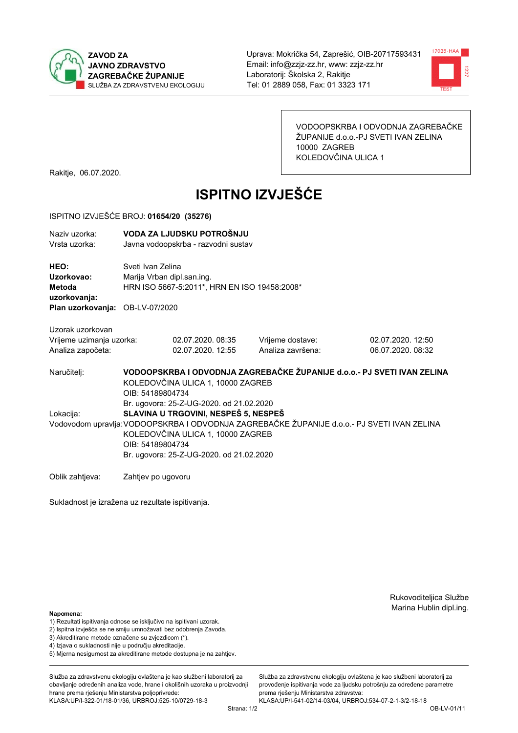**ZAVOD ZA JAVNO ZDRAVSTVO ZAGREBAČKE ŽUPANIJE**
SLUŽBA ZA ZDRAVSTVENU EKOLOGIJU

Uprava: Mokrička 54, Zaprešić, OIB-20717593431
Email: info@zzjz-zz.hr, www: zzjz-zz.hr
Laboratorij: Školska 2, Rakitje
Tel: 01 2889 058, Fax: 01 3323 171

VODOOPSKRBA I ODVODNJA ZAGREBAČKE ŽUPANIJE d.o.o.-PJ SVETI IVAN ZELINA
10000 ZAGREB
KOLEDOVČINA ULICA 1

Rakitje, 06.07.2020.

# ISPITNO IZVJEŠĆE

ISPITNO IZVJEŠĆE BROJ: **01654/20 (35276)**

Naziv uzorka: **VODA ZA LJUDSKU POTROŠNJU**
Vrsta uzorka: Javna vodoopskrba - razvodni sustav

**HEO:** Sveti Ivan Zelina
**Uzorkovao:** Marija Vrban dipl.san.ing.
**Metoda uzorkovanja:** HRN ISO 5667-5:2011*, HRN EN ISO 19458:2008*
**Plan uzorkovanja:** OB-LV-07/2020

Uzorak uzorkovan

| | | | |
|---|---|---|---|
| Vrijeme uzimanja uzorka: | 02.07.2020. 08:35 | Vrijeme dostave: | 02.07.2020. 12:50 |
| Analiza započeta: | 02.07.2020. 12:55 | Analiza završena: | 06.07.2020. 08:32 |

Naručitelj: **VODOOPSKRBA I ODVODNJA ZAGREBAČKE ŽUPANIJE d.o.o.- PJ SVETI IVAN ZELINA**
KOLEDOVČINA ULICA 1, 10000 ZAGREB
OIB: 54189804734
Br. ugovora: 25-Z-UG-2020. od 21.02.2020

Lokacija: **SLAVINA U TRGOVINI, NESPEŠ 5, NESPEŠ**

Vodovodom upravlja: VODOOPSKRBA I ODVODNJA ZAGREBAČKE ŽUPANIJE d.o.o.- PJ SVETI IVAN ZELINA
KOLEDOVČINA ULICA 1, 10000 ZAGREB
OIB: 54189804734
Br. ugovora: 25-Z-UG-2020. od 21.02.2020

Oblik zahtjeva: Zahtjev po ugovoru

Sukladnost je izražena uz rezultate ispitivanja.

Rukovoditeljica Službe
Marina Hublin dipl.ing.

**Napomena:**
1) Rezultati ispitivanja odnose se isključivo na ispitivani uzorak.
2) Ispitna izvješća se ne smiju umnožavati bez odobrenja Zavoda.
3) Akreditirane metode označene su zvjezdicom (*).
4) Izjava o sukladnosti nije u području akreditacije.
5) Mjerna nesigurnost za akreditirane metode dostupna je na zahtjev.

Služba za zdravstvenu ekologiju ovlaštena je kao službeni laboratorij za obavljanje određenih analiza vode, hrane i okolišnih uzoraka u proizvodnji hrane prema rješenju Ministarstva poljoprivrede: KLASA:UP/I-322-01/18-01/36, URBROJ:525-10/0729-18-3

Služba za zdravstvenu ekologiju ovlaštena je kao službeni laboratorij za provođenje ispitivanja vode za ljudsku potrošnju za određene parametre prema rješenju Ministarstva zdravstva: KLASA:UP/I-541-02/14-03/04, URBROJ:534-07-2-1-3/2-18-18

OB-LV-01/11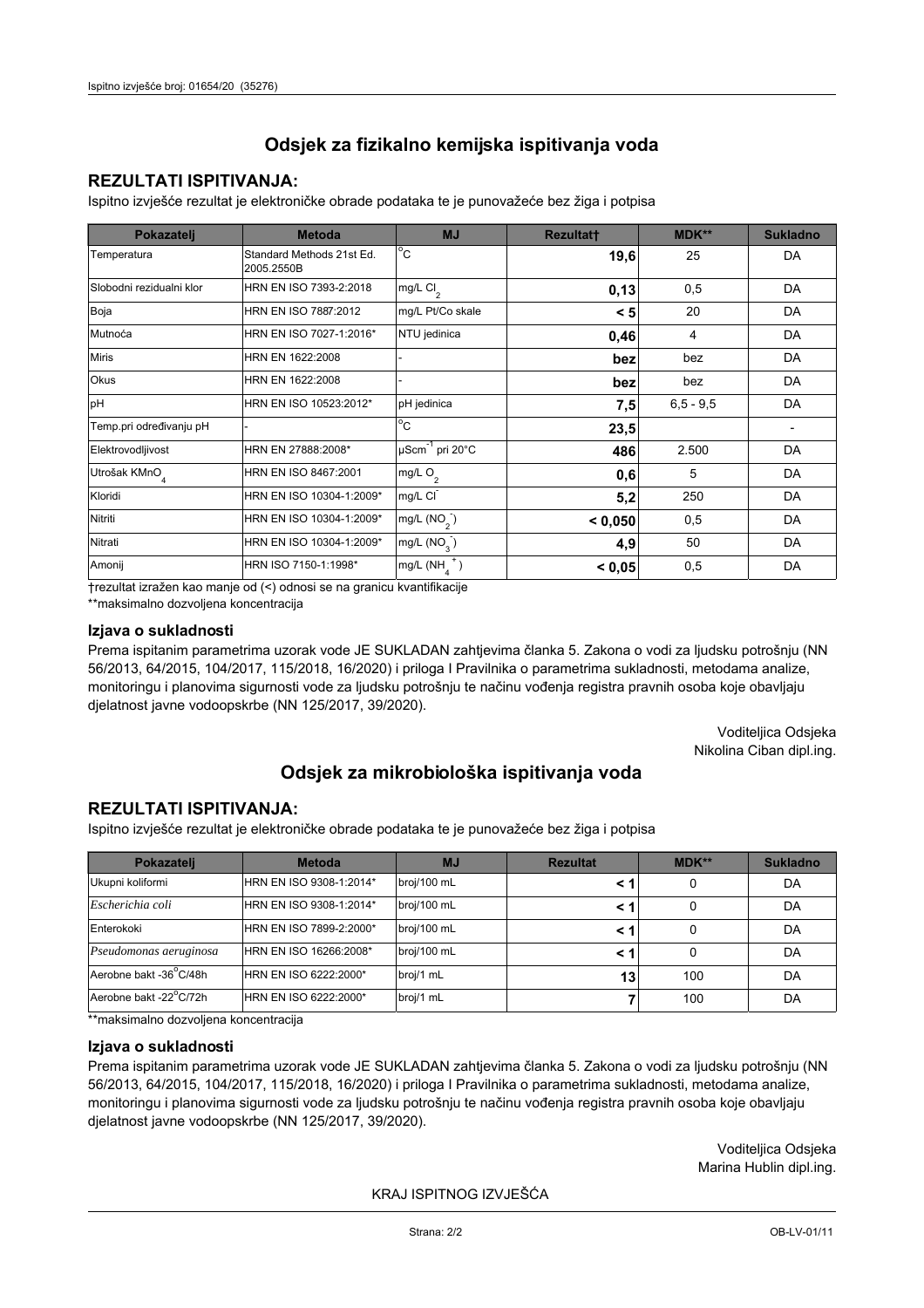## Odsjek za fizikalno kemijska ispitivanja voda

### REZULTATI ISPITIVANJA:

Ispitno izvješće rezultat je elektroničke obrade podataka te je punovažeće bez žiga i potpisa

| Pokazatelj | Metoda | MJ | Rezultat† | MDK** | Sukladno |
|---|---|---|---|---|---|
| Temperatura | Standard Methods 21st Ed. 2005.2550B | °C | **19,6** | 25 | DA |
| Slobodni rezidualni klor | HRN EN ISO 7393-2:2018 | mg/L $Cl_2$ | **0,13** | 0,5 | DA |
| Boja | HRN EN ISO 7887:2012 | mg/L Pt/Co skale | **< 5** | 20 | DA |
| Mutnoća | HRN EN ISO 7027-1:2016* | NTU jedinica | **0,46** | 4 | DA |
| Miris | HRN EN 1622:2008 | - | **bez** | bez | DA |
| Okus | HRN EN 1622:2008 | - | **bez** | bez | DA |
| pH | HRN EN ISO 10523:2012* | pH jedinica | **7,5** | 6,5 - 9,5 | DA |
| Temp.pri određivanju pH | - | °C | **23,5** | | - |
| Elektrovodljivost | HRN EN 27888:2008* | $\mu Scm^{-1}$ pri 20°C | **486** | 2.500 | DA |
| Utrošak $KMnO_4$ | HRN EN ISO 8467:2001 | mg/L $O_2$ | **0,6** | 5 | DA |
| Kloridi | HRN EN ISO 10304-1:2009* | mg/L $Cl^-$ | **5,2** | 250 | DA |
| Nitriti | HRN EN ISO 10304-1:2009* | mg/L ($NO_2^-$) | **< 0,050** | 0,5 | DA |
| Nitrati | HRN EN ISO 10304-1:2009* | mg/L ($NO_3^-$) | **4,9** | 50 | DA |
| Amonij | HRN ISO 7150-1:1998* | mg/L ($NH_4^+$) | **< 0,05** | 0,5 | DA |

†rezultat izražen kao manje od (<) odnosi se na granicu kvantifikacije

**maksimalno dozvoljena koncentracija

### Izjava o sukladnosti

Prema ispitanim parametrima uzorak vode JE SUKLADAN zahtjevima članka 5. Zakona o vodi za ljudsku potrošnju (NN 56/2013, 64/2015, 104/2017, 115/2018, 16/2020) i priloga I Pravilnika o parametrima sukladnosti, metodama analize, monitoringu i planovima sigurnosti vode za ljudsku potrošnju te načinu vođenja registra pravnih osoba koje obavljaju djelatnost javne vodoopskrbe (NN 125/2017, 39/2020).

Voditeljica Odsjeka
Nikolina Ciban dipl.ing.

## Odsjek za mikrobiološka ispitivanja voda

### REZULTATI ISPITIVANJA:

Ispitno izvješće rezultat je elektroničke obrade podataka te je punovažeće bez žiga i potpisa

| Pokazatelj | Metoda | MJ | Rezultat | MDK** | Sukladno |
|---|---|---|---|---|---|
| Ukupni koliformi | HRN EN ISO 9308-1:2014* | broj/100 mL | **< 1** | 0 | DA |
| *Escherichia coli* | HRN EN ISO 9308-1:2014* | broj/100 mL | **< 1** | 0 | DA |
| Enterokoki | HRN EN ISO 7899-2:2000* | broj/100 mL | **< 1** | 0 | DA |
| *Pseudomonas aeruginosa* | HRN EN ISO 16266:2008* | broj/100 mL | **< 1** | 0 | DA |
| Aerobne bakt -36°C/48h | HRN EN ISO 6222:2000* | broj/1 mL | **13** | 100 | DA |
| Aerobne bakt -22°C/72h | HRN EN ISO 6222:2000* | broj/1 mL | **7** | 100 | DA |

**maksimalno dozvoljena koncentracija

### Izjava o sukladnosti

Prema ispitanim parametrima uzorak vode JE SUKLADAN zahtjevima članka 5. Zakona o vodi za ljudsku potrošnju (NN 56/2013, 64/2015, 104/2017, 115/2018, 16/2020) i priloga I Pravilnika o parametrima sukladnosti, metodama analize, monitoringu i planovima sigurnosti vode za ljudsku potrošnju te načinu vođenja registra pravnih osoba koje obavljaju djelatnost javne vodoopskrbe (NN 125/2017, 39/2020).

Voditeljica Odsjeka
Marina Hublin dipl.ing.

KRAJ ISPITNOG IZVJEŠĆA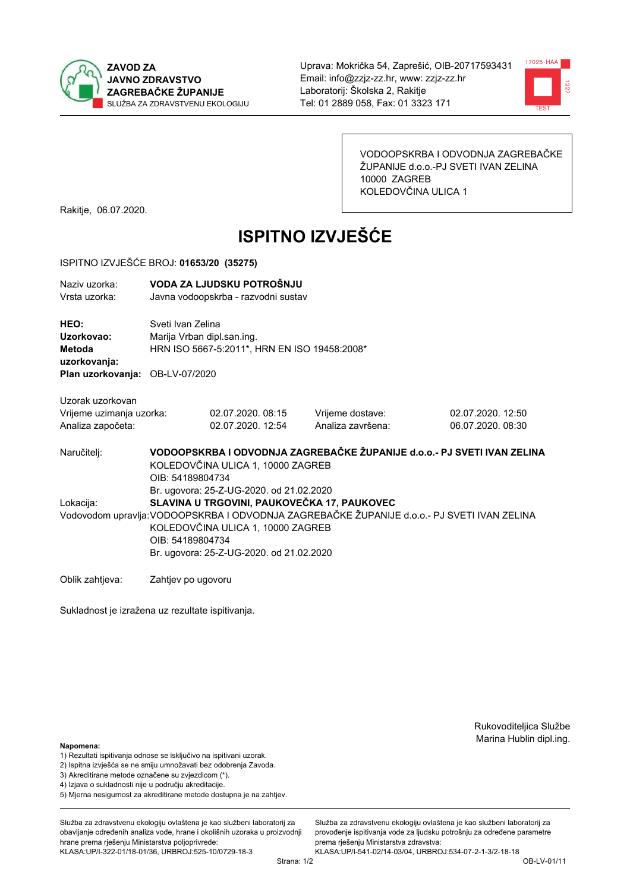**ZAVOD ZA JAVNO ZDRAVSTVO ZAGREBAČKE ŽUPANIJE**
SLUŽBA ZA ZDRAVSTVENU EKOLOGIJU

Uprava: Mokrička 54, Zaprešić, OIB-20717593431
Email: info@zzjz-zz.hr, www: zzjz-zz.hr
Laboratorij: Školska 2, Rakitje
Tel: 01 2889 058, Fax: 01 3323 171

VODOOPSKRBA I ODVODNJA ZAGREBAČKE ŽUPANIJE d.o.o.-PJ SVETI IVAN ZELINA
10000 ZAGREB
KOLEDOVČINA ULICA 1

Rakitje, 06.07.2020.

# ISPITNO IZVJEŠĆE

ISPITNO IZVJEŠĆE BROJ: **01653/20 (35275)**

| | |
|---|---|
| Naziv uzorka: | **VODA ZA LJUDSKU POTROŠNJU** |
| Vrsta uzorka: | Javna vodoopskrba - razvodni sustav |
| **HEO:** | Sveti Ivan Zelina |
| **Uzorkovao:** | Marija Vrban dipl.san.ing. |
| **Metoda uzorkovanja:** | HRN ISO 5667-5:2011*, HRN EN ISO 19458:2008* |
| **Plan uzorkovanja:** | OB-LV-07/2020 |

Uzorak uzorkovan

| | | | |
|---|---|---|---|
| Vrijeme uzimanja uzorka: | 02.07.2020. 08:15 | Vrijeme dostave: | 02.07.2020. 12:50 |
| Analiza započeta: | 02.07.2020. 12:54 | Analiza završena: | 06.07.2020. 08:30 |

Naručitelj: **VODOOPSKRBA I ODVODNJA ZAGREBAČKE ŽUPANIJE d.o.o.- PJ SVETI IVAN ZELINA**
KOLEDOVČINA ULICA 1, 10000 ZAGREB
OIB: 54189804734
Br. ugovora: 25-Z-UG-2020. od 21.02.2020

Lokacija: **SLAVINA U TRGOVINI, PAUKOVEČKA 17, PAUKOVEC**

Vodovodom upravlja: VODOOPSKRBA I ODVODNJA ZAGREBAČKE ŽUPANIJE d.o.o.- PJ SVETI IVAN ZELINA
KOLEDOVČINA ULICA 1, 10000 ZAGREB
OIB: 54189804734
Br. ugovora: 25-Z-UG-2020. od 21.02.2020

Oblik zahtjeva: Zahtjev po ugovoru

Sukladnost je izražena uz rezultate ispitivanja.

Rukovoditeljica Službe
Marina Hublin dipl.ing.

**Napomena:**
1) Rezultati ispitivanja odnose se isključivo na ispitivani uzorak.
2) Ispitna izvješća se ne smiju umnožavati bez odobrenja Zavoda.
3) Akreditirane metode označene su zvjezdicom (*).
4) Izjava o sukladnosti nije u području akreditacije.
5) Mjerna nesigurnost za akreditirane metode dostupna je na zahtjev.

Služba za zdravstvenu ekologiju ovlaštena je kao službeni laboratorij za obavljanje određenih analiza vode, hrane i okolišnih uzoraka u proizvodnji hrane prema rješenju Ministarstva poljoprivrede:
KLASA:UP/I-322-01/18-01/36, URBROJ:525-10/0729-18-3

Služba za zdravstvenu ekologiju ovlaštena je kao službeni laboratorij za provođenje ispitivanja vode za ljudsku potrošnju za određene parametre prema rješenju Ministarstva zdravstva:
KLASA:UP/I-541-02/14-03/04, URBROJ:534-07-2-1-3/2-18-18

OB-LV-01/11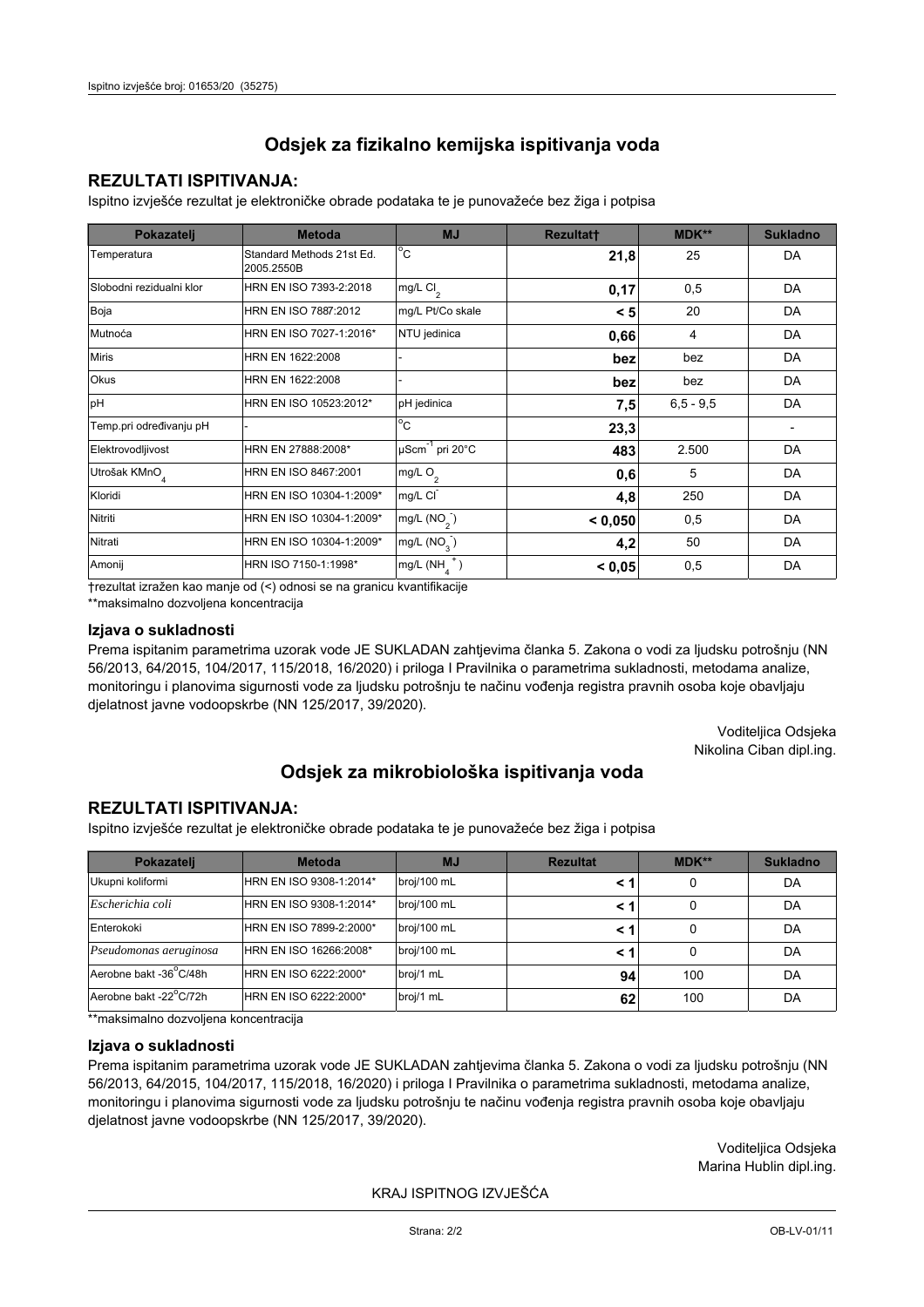Ispitno izvješće broj: 01653/20 (35275)

## Odsjek za fizikalno kemijska ispitivanja voda

### REZULTATI ISPITIVANJA:

Ispitno izvješće rezultat je elektroničke obrade podataka te je punovažeće bez žiga i potpisa

| Pokazatelj | Metoda | MJ | Rezultat† | MDK** | Sukladno |
|---|---|---|---|---|---|
| Temperatura | Standard Methods 21st Ed. 2005.2550B | °C | **21,8** | 25 | DA |
| Slobodni rezidualni klor | HRN EN ISO 7393-2:2018 | mg/L $Cl_2$ | **0,17** | 0,5 | DA |
| Boja | HRN EN ISO 7887:2012 | mg/L Pt/Co skale | **< 5** | 20 | DA |
| Mutnoća | HRN EN ISO 7027-1:2016* | NTU jedinica | **0,66** | 4 | DA |
| Miris | HRN EN 1622:2008 | - | **bez** | bez | DA |
| Okus | HRN EN 1622:2008 | - | **bez** | bez | DA |
| pH | HRN EN ISO 10523:2012* | pH jedinica | **7,5** | 6,5 - 9,5 | DA |
| Temp.pri određivanju pH | - | °C | **23,3** | | - |
| Elektrovodljivost | HRN EN 27888:2008* | $\mu Scm^{-1}$ pri 20°C | **483** | 2.500 | DA |
| Utrošak $KMnO_4$ | HRN EN ISO 8467:2001 | mg/L $O_2$ | **0,6** | 5 | DA |
| Kloridi | HRN EN ISO 10304-1:2009* | mg/L $Cl^-$ | **4,8** | 250 | DA |
| Nitriti | HRN EN ISO 10304-1:2009* | mg/L ($NO_2^-$) | **< 0,050** | 0,5 | DA |
| Nitrati | HRN EN ISO 10304-1:2009* | mg/L ($NO_3^-$) | **4,2** | 50 | DA |
| Amonij | HRN ISO 7150-1:1998* | mg/L ($NH_4^+$) | **< 0,05** | 0,5 | DA |

†rezultat izražen kao manje od (<) odnosi se na granicu kvantifikacije

**maksimalno dozvoljena koncentracija

### Izjava o sukladnosti

Prema ispitanim parametrima uzorak vode JE SUKLADAN zahtjevima članka 5. Zakona o vodi za ljudsku potrošnju (NN 56/2013, 64/2015, 104/2017, 115/2018, 16/2020) i priloga I Pravilnika o parametrima sukladnosti, metodama analize, monitoringu i planovima sigurnosti vode za ljudsku potrošnju te načinu vođenja registra pravnih osoba koje obavljaju djelatnost javne vodoopskrbe (NN 125/2017, 39/2020).

Voditeljica Odsjeka
Nikolina Ciban dipl.ing.

## Odsjek za mikrobiološka ispitivanja voda

### REZULTATI ISPITIVANJA:

Ispitno izvješće rezultat je elektroničke obrade podataka te je punovažeće bez žiga i potpisa

| Pokazatelj | Metoda | MJ | Rezultat | MDK** | Sukladno |
|---|---|---|---|---|---|
| Ukupni koliformi | HRN EN ISO 9308-1:2014* | broj/100 mL | **< 1** | 0 | DA |
| *Escherichia coli* | HRN EN ISO 9308-1:2014* | broj/100 mL | **< 1** | 0 | DA |
| Enterokoki | HRN EN ISO 7899-2:2000* | broj/100 mL | **< 1** | 0 | DA |
| *Pseudomonas aeruginosa* | HRN EN ISO 16266:2008* | broj/100 mL | **< 1** | 0 | DA |
| Aerobne bakt -36°C/48h | HRN EN ISO 6222:2000* | broj/1 mL | **94** | 100 | DA |
| Aerobne bakt -22°C/72h | HRN EN ISO 6222:2000* | broj/1 mL | **62** | 100 | DA |

**maksimalno dozvoljena koncentracija

### Izjava o sukladnosti

Prema ispitanim parametrima uzorak vode JE SUKLADAN zahtjevima članka 5. Zakona o vodi za ljudsku potrošnju (NN 56/2013, 64/2015, 104/2017, 115/2018, 16/2020) i priloga I Pravilnika o parametrima sukladnosti, metodama analize, monitoringu i planovima sigurnosti vode za ljudsku potrošnju te načinu vođenja registra pravnih osoba koje obavljaju djelatnost javne vodoopskrbe (NN 125/2017, 39/2020).

Voditeljica Odsjeka
Marina Hublin dipl.ing.

KRAJ ISPITNOG IZVJEŠĆA

OB-LV-01/11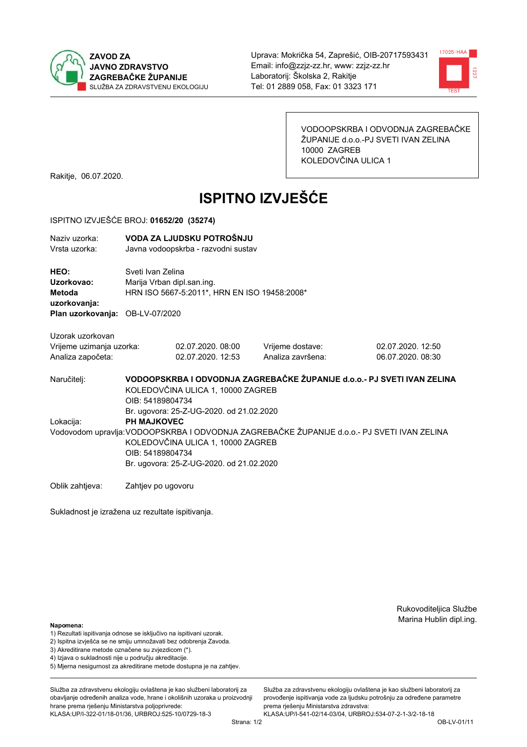**ZAVOD ZA JAVNO ZDRAVSTVO ZAGREBAČKE ŽUPANIJE**
SLUŽBA ZA ZDRAVSTVENU EKOLOGIJU

Uprava: Mokrička 54, Zaprešić, OIB-20717593431
Email: info@zzjz-zz.hr, www: zzjz-zz.hr
Laboratorij: Školska 2, Rakitje
Tel: 01 2889 058, Fax: 01 3323 171

VODOOPSKRBA I ODVODNJA ZAGREBAČKE ŽUPANIJE d.o.o.-PJ SVETI IVAN ZELINA
10000 ZAGREB
KOLEDOVČINA ULICA 1

Rakitje, 06.07.2020.

# ISPITNO IZVJEŠĆE

ISPITNO IZVJEŠĆE BROJ: **01652/20 (35274)**

Naziv uzorka: **VODA ZA LJUDSKU POTROŠNJU**
Vrsta uzorka: Javna vodoopskrba - razvodni sustav

**HEO:** Sveti Ivan Zelina
**Uzorkovao:** Marija Vrban dipl.san.ing.
**Metoda uzorkovanja:** HRN ISO 5667-5:2011*, HRN EN ISO 19458:2008*
**Plan uzorkovanja:** OB-LV-07/2020

Uzorak uzorkovan

| | | | |
|---|---|---|---|
| Vrijeme uzimanja uzorka: | 02.07.2020. 08:00 | Vrijeme dostave: | 02.07.2020. 12:50 |
| Analiza započeta: | 02.07.2020. 12:53 | Analiza završena: | 06.07.2020. 08:30 |

Naručitelj: **VODOOPSKRBA I ODVODNJA ZAGREBAČKE ŽUPANIJE d.o.o.- PJ SVETI IVAN ZELINA**
KOLEDOVČINA ULICA 1, 10000 ZAGREB
OIB: 54189804734
Br. ugovora: 25-Z-UG-2020. od 21.02.2020

Lokacija: **PH MAJKOVEC**

Vodovodom upravlja: VODOOPSKRBA I ODVODNJA ZAGREBAČKE ŽUPANIJE d.o.o.- PJ SVETI IVAN ZELINA
KOLEDOVČINA ULICA 1, 10000 ZAGREB
OIB: 54189804734
Br. ugovora: 25-Z-UG-2020. od 21.02.2020

Oblik zahtjeva: Zahtjev po ugovoru

Sukladnost je izražena uz rezultate ispitivanja.

Rukovoditeljica Službe
Marina Hublin dipl.ing.

**Napomena:**
1) Rezultati ispitivanja odnose se isključivo na ispitivani uzorak.
2) Ispitna izvješća se ne smiju umnožavati bez odobrenja Zavoda.
3) Akreditirane metode označene su zvjezdicom (*).
4) Izjava o sukladnosti nije u području akreditacije.
5) Mjerna nesigurnost za akreditirane metode dostupna je na zahtjev.

Služba za zdravstvenu ekologiju ovlaštena je kao službeni laboratorij za obavljanje određenih analiza vode, hrane i okolišnih uzoraka u proizvodnji hrane prema rješenju Ministarstva poljoprivrede: KLASA:UP/I-322-01/18-01/36, URBROJ:525-10/0729-18-3

Služba za zdravstvenu ekologiju ovlaštena je kao službeni laboratorij za provođenje ispitivanja vode za ljudsku potrošnju za određene parametre prema rješenju Ministarstva zdravstva: KLASA:UP/I-541-02/14-03/04, URBROJ:534-07-2-1-3/2-18-18

OB-LV-01/11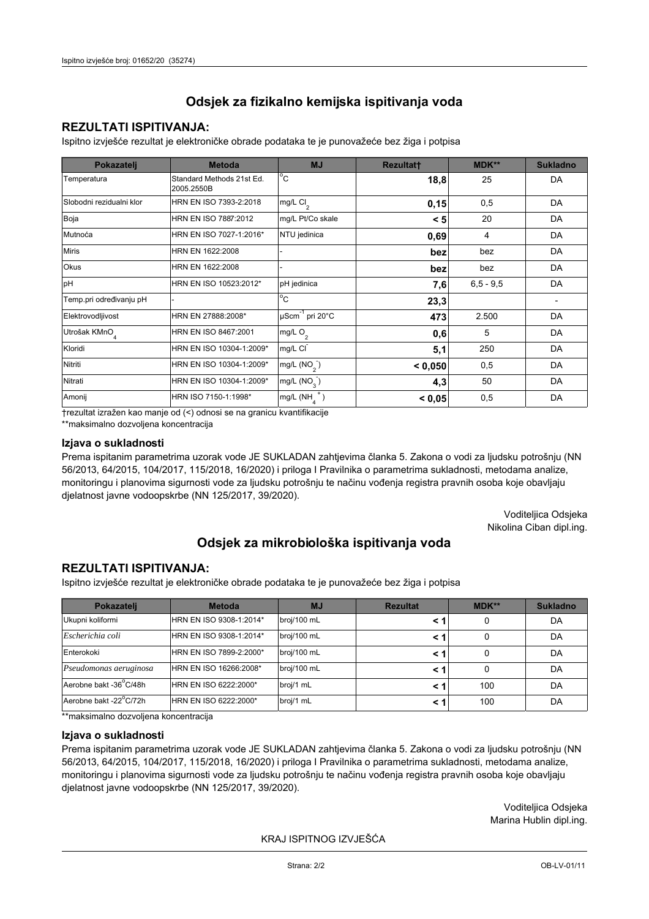# Odsjek za fizikalno kemijska ispitivanja voda

## REZULTATI ISPITIVANJA:

Ispitno izvješće rezultat je elektroničke obrade podataka te je punovažeće bez žiga i potpisa

| Pokazatelj | Metoda | MJ | Rezultat† | MDK** | Sukladno |
|---|---|---|---|---|---|
| Temperatura | Standard Methods 21st Ed. 2005.2550B | °C | **18,8** | 25 | DA |
| Slobodni rezidualni klor | HRN EN ISO 7393-2:2018 | mg/L $Cl_2$ | **0,15** | 0,5 | DA |
| Boja | HRN EN ISO 7887:2012 | mg/L Pt/Co skale | **< 5** | 20 | DA |
| Mutnoća | HRN EN ISO 7027-1:2016* | NTU jedinica | **0,69** | 4 | DA |
| Miris | HRN EN 1622:2008 | - | **bez** | bez | DA |
| Okus | HRN EN 1622:2008 | - | **bez** | bez | DA |
| pH | HRN EN ISO 10523:2012* | pH jedinica | **7,6** | 6,5 - 9,5 | DA |
| Temp.pri određivanju pH | - | °C | **23,3** | | - |
| Elektrovodljivost | HRN EN 27888:2008* | $\mu Scm^{-1}$ pri 20°C | **473** | 2.500 | DA |
| Utrošak $KMnO_4$ | HRN EN ISO 8467:2001 | mg/L $O_2$ | **0,6** | 5 | DA |
| Kloridi | HRN EN ISO 10304-1:2009* | mg/L $Cl^-$ | **5,1** | 250 | DA |
| Nitriti | HRN EN ISO 10304-1:2009* | mg/L ($NO_2^-$) | **< 0,050** | 0,5 | DA |
| Nitrati | HRN EN ISO 10304-1:2009* | mg/L ($NO_3^-$) | **4,3** | 50 | DA |
| Amonij | HRN ISO 7150-1:1998* | mg/L ($NH_4^+$) | **< 0,05** | 0,5 | DA |

†rezultat izražen kao manje od (<) odnosi se na granicu kvantifikacije

**maksimalno dozvoljena koncentracija

### Izjava o sukladnosti

Prema ispitanim parametrima uzorak vode JE SUKLADAN zahtjevima članka 5. Zakona o vodi za ljudsku potrošnju (NN 56/2013, 64/2015, 104/2017, 115/2018, 16/2020) i priloga I Pravilnika o parametrima sukladnosti, metodama analize, monitoringu i planovima sigurnosti vode za ljudsku potrošnju te načinu vođenja registra pravnih osoba koje obavljaju djelatnost javne vodoopskrbe (NN 125/2017, 39/2020).

Voditeljica Odsjeka
Nikolina Ciban dipl.ing.

# Odsjek za mikrobiološka ispitivanja voda

## REZULTATI ISPITIVANJA:

Ispitno izvješće rezultat je elektroničke obrade podataka te je punovažeće bez žiga i potpisa

| Pokazatelj | Metoda | MJ | Rezultat | MDK** | Sukladno |
|---|---|---|---|---|---|
| Ukupni koliformi | HRN EN ISO 9308-1:2014* | broj/100 mL | **< 1** | 0 | DA |
| *Escherichia coli* | HRN EN ISO 9308-1:2014* | broj/100 mL | **< 1** | 0 | DA |
| Enterokoki | HRN EN ISO 7899-2:2000* | broj/100 mL | **< 1** | 0 | DA |
| *Pseudomonas aeruginosa* | HRN EN ISO 16266:2008* | broj/100 mL | **< 1** | 0 | DA |
| Aerobne bakt -36°C/48h | HRN EN ISO 6222:2000* | broj/1 mL | **< 1** | 100 | DA |
| Aerobne bakt -22°C/72h | HRN EN ISO 6222:2000* | broj/1 mL | **< 1** | 100 | DA |

**maksimalno dozvoljena koncentracija

### Izjava o sukladnosti

Prema ispitanim parametrima uzorak vode JE SUKLADAN zahtjevima članka 5. Zakona o vodi za ljudsku potrošnju (NN 56/2013, 64/2015, 104/2017, 115/2018, 16/2020) i priloga I Pravilnika o parametrima sukladnosti, metodama analize, monitoringu i planovima sigurnosti vode za ljudsku potrošnju te načinu vođenja registra pravnih osoba koje obavljaju djelatnost javne vodoopskrbe (NN 125/2017, 39/2020).

Voditeljica Odsjeka
Marina Hublin dipl.ing.

KRAJ ISPITNOG IZVJEŠĆA